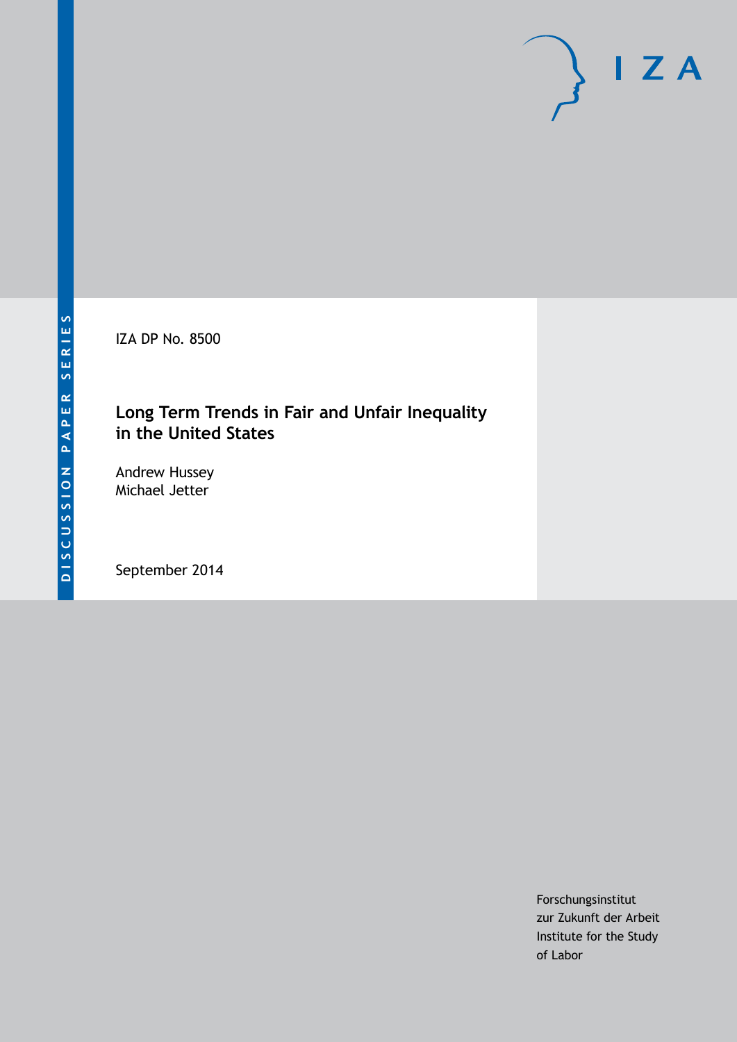DISCUSSION PAPER SERIES

IZA DP No. 8500

# Long Term Trends in Fair and Unfair Inequality in the United States

Andrew Hussey
Michael Jetter

September 2014

Forschungsinstitut
zur Zukunft der Arbeit
Institute for the Study
of Labor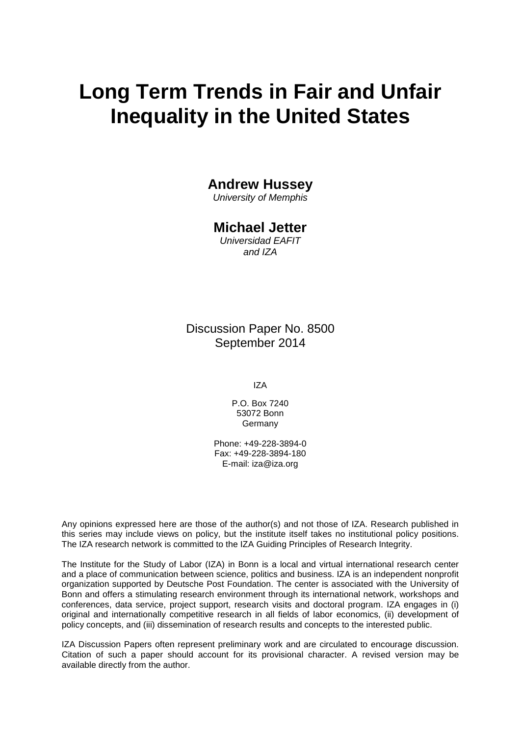# Long Term Trends in Fair and Unfair Inequality in the United States

**Andrew Hussey**  
*University of Memphis*

**Michael Jetter**  
*Universidad EAFIT*  
*and IZA*

Discussion Paper No. 8500  
September 2014

IZA

P.O. Box 7240  
53072 Bonn  
Germany

Phone: +49-228-3894-0  
Fax: +49-228-3894-180  
E-mail: iza@iza.org

Any opinions expressed here are those of the author(s) and not those of IZA. Research published in this series may include views on policy, but the institute itself takes no institutional policy positions. The IZA research network is committed to the IZA Guiding Principles of Research Integrity.

The Institute for the Study of Labor (IZA) in Bonn is a local and virtual international research center and a place of communication between science, politics and business. IZA is an independent nonprofit organization supported by Deutsche Post Foundation. The center is associated with the University of Bonn and offers a stimulating research environment through its international network, workshops and conferences, data service, project support, research visits and doctoral program. IZA engages in (i) original and internationally competitive research in all fields of labor economics, (ii) development of policy concepts, and (iii) dissemination of research results and concepts to the interested public.

IZA Discussion Papers often represent preliminary work and are circulated to encourage discussion. Citation of such a paper should account for its provisional character. A revised version may be available directly from the author.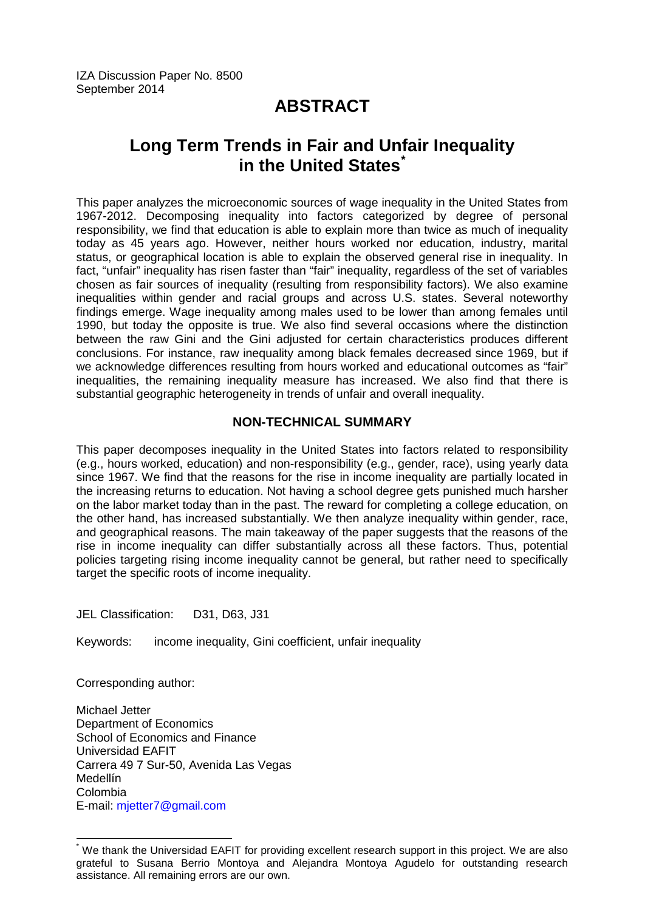IZA Discussion Paper No. 8500
September 2014

# ABSTRACT

## Long Term Trends in Fair and Unfair Inequality in the United States*

This paper analyzes the microeconomic sources of wage inequality in the United States from 1967-2012. Decomposing inequality into factors categorized by degree of personal responsibility, we find that education is able to explain more than twice as much of inequality today as 45 years ago. However, neither hours worked nor education, industry, marital status, or geographical location is able to explain the observed general rise in inequality. In fact, "unfair" inequality has risen faster than "fair" inequality, regardless of the set of variables chosen as fair sources of inequality (resulting from responsibility factors). We also examine inequalities within gender and racial groups and across U.S. states. Several noteworthy findings emerge. Wage inequality among males used to be lower than among females until 1990, but today the opposite is true. We also find several occasions where the distinction between the raw Gini and the Gini adjusted for certain characteristics produces different conclusions. For instance, raw inequality among black females decreased since 1969, but if we acknowledge differences resulting from hours worked and educational outcomes as "fair" inequalities, the remaining inequality measure has increased. We also find that there is substantial geographic heterogeneity in trends of unfair and overall inequality.

### NON-TECHNICAL SUMMARY

This paper decomposes inequality in the United States into factors related to responsibility (e.g., hours worked, education) and non-responsibility (e.g., gender, race), using yearly data since 1967. We find that the reasons for the rise in income inequality are partially located in the increasing returns to education. Not having a school degree gets punished much harsher on the labor market today than in the past. The reward for completing a college education, on the other hand, has increased substantially. We then analyze inequality within gender, race, and geographical reasons. The main takeaway of the paper suggests that the reasons of the rise in income inequality can differ substantially across all these factors. Thus, potential policies targeting rising income inequality cannot be general, but rather need to specifically target the specific roots of income inequality.

JEL Classification: D31, D63, J31

Keywords: income inequality, Gini coefficient, unfair inequality

Corresponding author:

Michael Jetter
Department of Economics
School of Economics and Finance
Universidad EAFIT
Carrera 49 7 Sur-50, Avenida Las Vegas
Medellín
Colombia
E-mail: mjetter7@gmail.com

---

* We thank the Universidad EAFIT for providing excellent research support in this project. We are also grateful to Susana Berrio Montoya and Alejandra Montoya Agudelo for outstanding research assistance. All remaining errors are our own.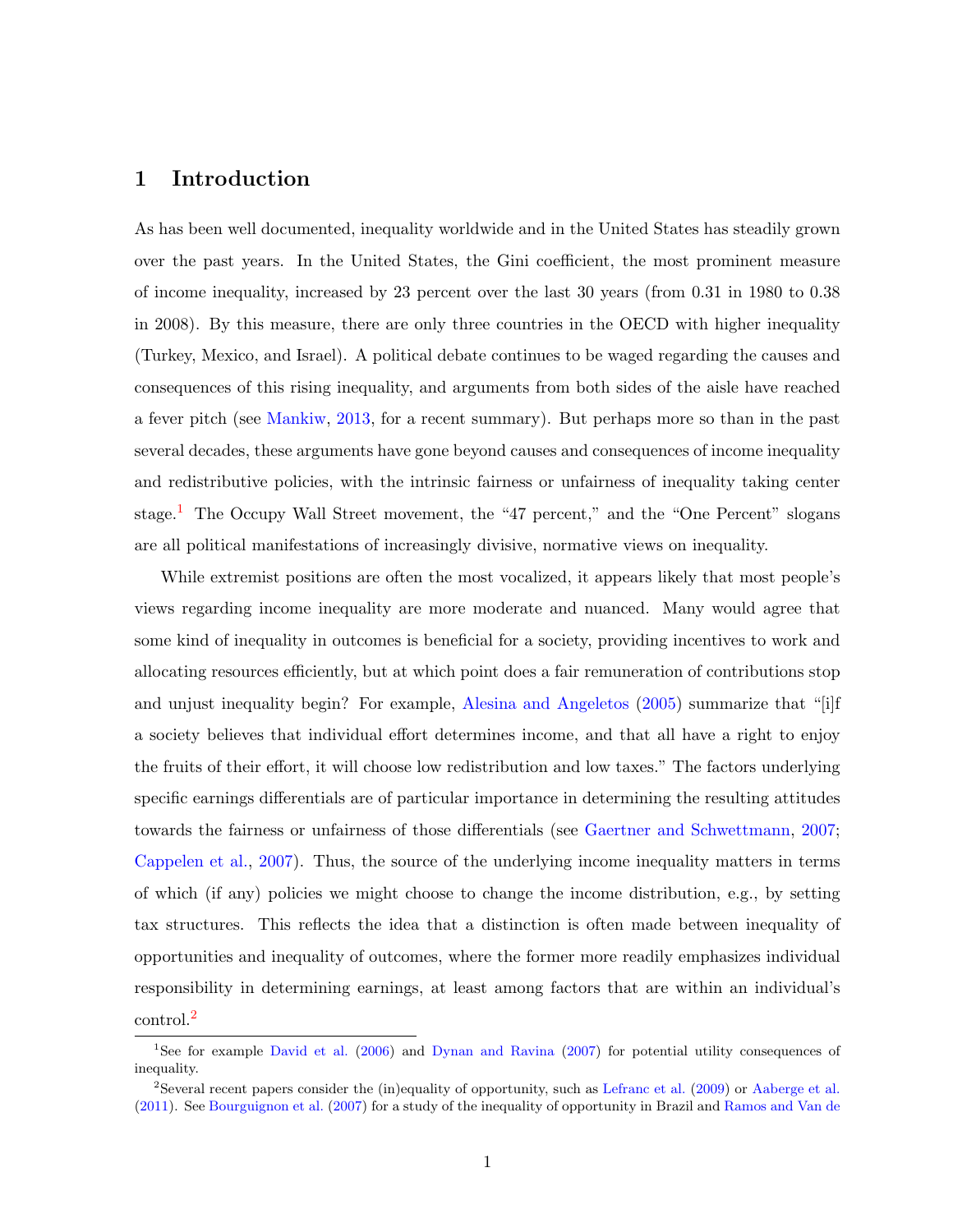# 1 Introduction

As has been well documented, inequality worldwide and in the United States has steadily grown over the past years. In the United States, the Gini coefficient, the most prominent measure of income inequality, increased by 23 percent over the last 30 years (from 0.31 in 1980 to 0.38 in 2008). By this measure, there are only three countries in the OECD with higher inequality (Turkey, Mexico, and Israel). A political debate continues to be waged regarding the causes and consequences of this rising inequality, and arguments from both sides of the aisle have reached a fever pitch (see Mankiw, 2013, for a recent summary). But perhaps more so than in the past several decades, these arguments have gone beyond causes and consequences of income inequality and redistributive policies, with the intrinsic fairness or unfairness of inequality taking center stage.[1] The Occupy Wall Street movement, the "47 percent," and the "One Percent" slogans are all political manifestations of increasingly divisive, normative views on inequality.

While extremist positions are often the most vocalized, it appears likely that most people's views regarding income inequality are more moderate and nuanced. Many would agree that some kind of inequality in outcomes is beneficial for a society, providing incentives to work and allocating resources efficiently, but at which point does a fair remuneration of contributions stop and unjust inequality begin? For example, Alesina and Angeletos (2005) summarize that "[i]f a society believes that individual effort determines income, and that all have a right to enjoy the fruits of their effort, it will choose low redistribution and low taxes." The factors underlying specific earnings differentials are of particular importance in determining the resulting attitudes towards the fairness or unfairness of those differentials (see Gaertner and Schwettmann, 2007; Cappelen et al., 2007). Thus, the source of the underlying income inequality matters in terms of which (if any) policies we might choose to change the income distribution, e.g., by setting tax structures. This reflects the idea that a distinction is often made between inequality of opportunities and inequality of outcomes, where the former more readily emphasizes individual responsibility in determining earnings, at least among factors that are within an individual's control.[2]

---

[1] See for example David et al. (2006) and Dynan and Ravina (2007) for potential utility consequences of inequality.

[2] Several recent papers consider the (in)equality of opportunity, such as Lefranc et al. (2009) or Aaberge et al. (2011). See Bourguignon et al. (2007) for a study of the inequality of opportunity in Brazil and Ramos and Van de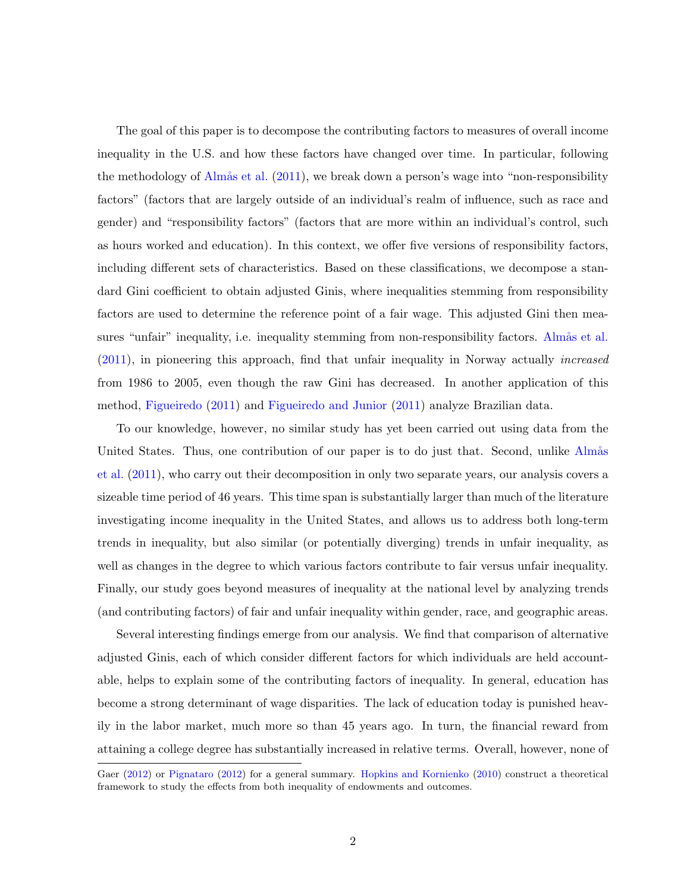The goal of this paper is to decompose the contributing factors to measures of overall income inequality in the U.S. and how these factors have changed over time. In particular, following the methodology of Almås et al. (2011), we break down a person's wage into "non-responsibility factors" (factors that are largely outside of an individual's realm of influence, such as race and gender) and "responsibility factors" (factors that are more within an individual's control, such as hours worked and education). In this context, we offer five versions of responsibility factors, including different sets of characteristics. Based on these classifications, we decompose a standard Gini coefficient to obtain adjusted Ginis, where inequalities stemming from responsibility factors are used to determine the reference point of a fair wage. This adjusted Gini then measures "unfair" inequality, i.e. inequality stemming from non-responsibility factors. Almås et al. (2011), in pioneering this approach, find that unfair inequality in Norway actually *increased* from 1986 to 2005, even though the raw Gini has decreased. In another application of this method, Figueiredo (2011) and Figueiredo and Junior (2011) analyze Brazilian data.

To our knowledge, however, no similar study has yet been carried out using data from the United States. Thus, one contribution of our paper is to do just that. Second, unlike Almås et al. (2011), who carry out their decomposition in only two separate years, our analysis covers a sizeable time period of 46 years. This time span is substantially larger than much of the literature investigating income inequality in the United States, and allows us to address both long-term trends in inequality, but also similar (or potentially diverging) trends in unfair inequality, as well as changes in the degree to which various factors contribute to fair versus unfair inequality. Finally, our study goes beyond measures of inequality at the national level by analyzing trends (and contributing factors) of fair and unfair inequality within gender, race, and geographic areas.

Several interesting findings emerge from our analysis. We find that comparison of alternative adjusted Ginis, each of which consider different factors for which individuals are held accountable, helps to explain some of the contributing factors of inequality. In general, education has become a strong determinant of wage disparities. The lack of education today is punished heavily in the labor market, much more so than 45 years ago. In turn, the financial reward from attaining a college degree has substantially increased in relative terms. Overall, however, none of

Gaer (2012) or Pignataro (2012) for a general summary. Hopkins and Kornienko (2010) construct a theoretical framework to study the effects from both inequality of endowments and outcomes.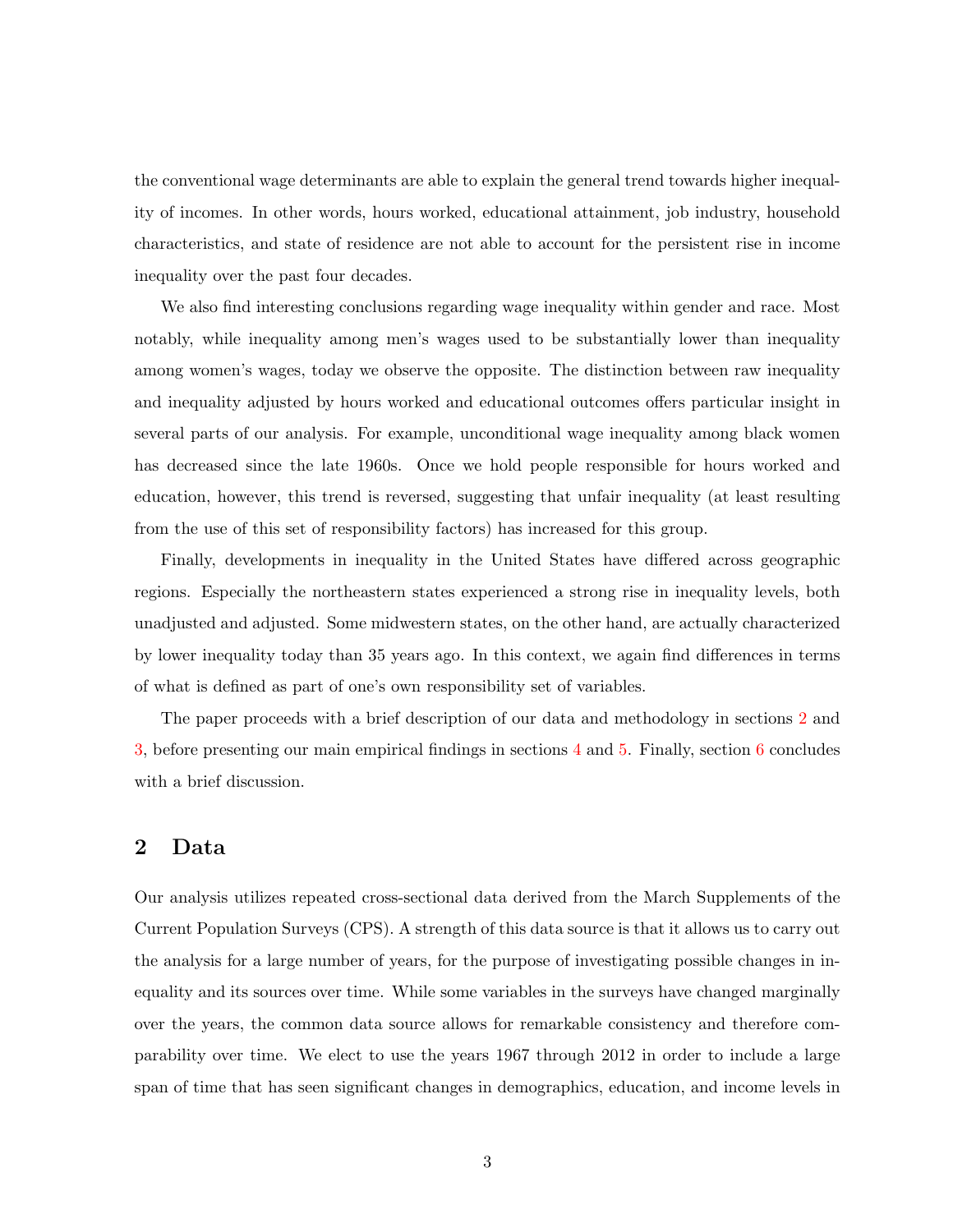the conventional wage determinants are able to explain the general trend towards higher inequality of incomes. In other words, hours worked, educational attainment, job industry, household characteristics, and state of residence are not able to account for the persistent rise in income inequality over the past four decades.

We also find interesting conclusions regarding wage inequality within gender and race. Most notably, while inequality among men's wages used to be substantially lower than inequality among women's wages, today we observe the opposite. The distinction between raw inequality and inequality adjusted by hours worked and educational outcomes offers particular insight in several parts of our analysis. For example, unconditional wage inequality among black women has decreased since the late 1960s. Once we hold people responsible for hours worked and education, however, this trend is reversed, suggesting that unfair inequality (at least resulting from the use of this set of responsibility factors) has increased for this group.

Finally, developments in inequality in the United States have differed across geographic regions. Especially the northeastern states experienced a strong rise in inequality levels, both unadjusted and adjusted. Some midwestern states, on the other hand, are actually characterized by lower inequality today than 35 years ago. In this context, we again find differences in terms of what is defined as part of one's own responsibility set of variables.

The paper proceeds with a brief description of our data and methodology in sections 2 and 3, before presenting our main empirical findings in sections 4 and 5. Finally, section 6 concludes with a brief discussion.

## 2 Data

Our analysis utilizes repeated cross-sectional data derived from the March Supplements of the Current Population Surveys (CPS). A strength of this data source is that it allows us to carry out the analysis for a large number of years, for the purpose of investigating possible changes in inequality and its sources over time. While some variables in the surveys have changed marginally over the years, the common data source allows for remarkable consistency and therefore comparability over time. We elect to use the years 1967 through 2012 in order to include a large span of time that has seen significant changes in demographics, education, and income levels in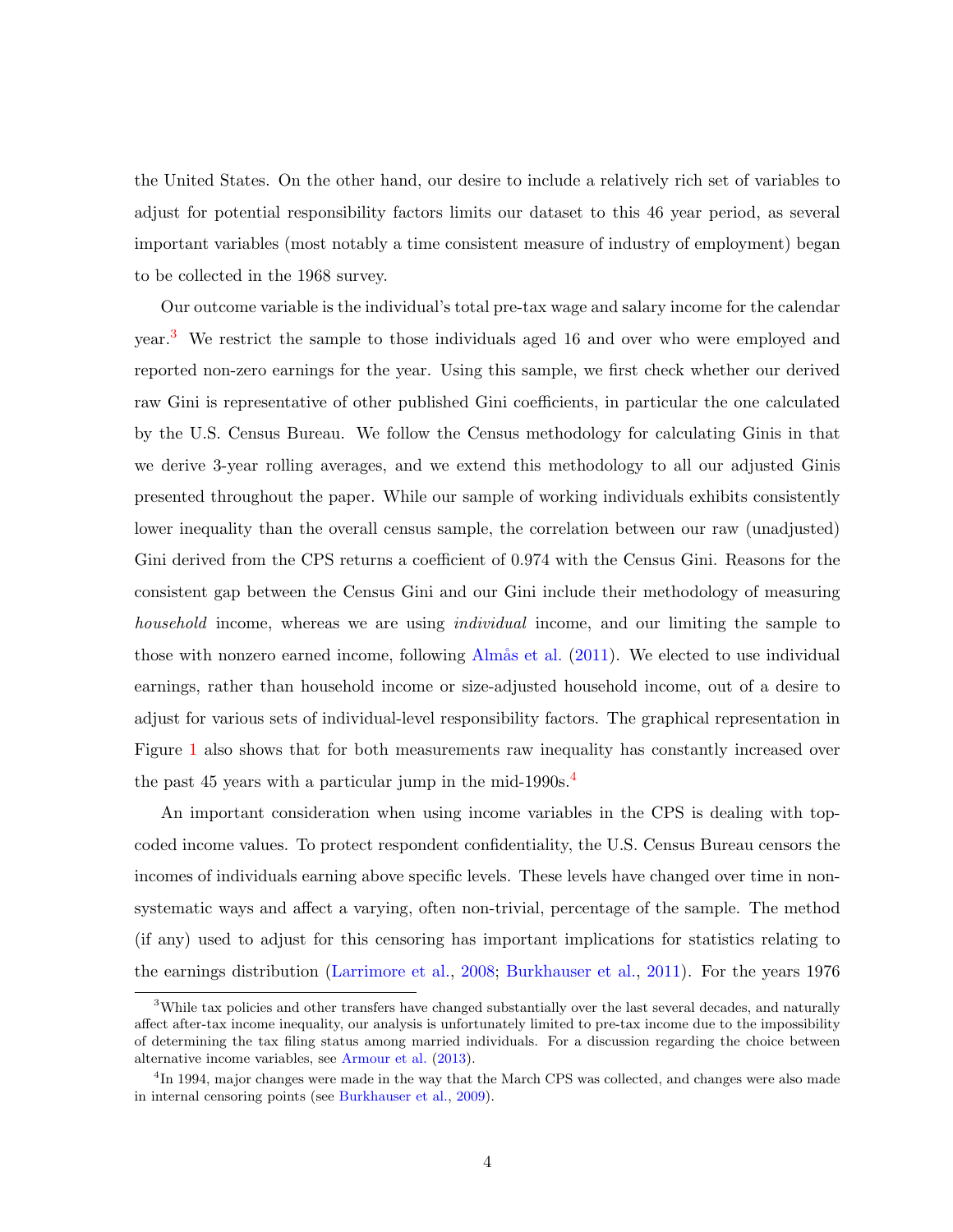the United States. On the other hand, our desire to include a relatively rich set of variables to adjust for potential responsibility factors limits our dataset to this 46 year period, as several important variables (most notably a time consistent measure of industry of employment) began to be collected in the 1968 survey.

Our outcome variable is the individual's total pre-tax wage and salary income for the calendar year.[3] We restrict the sample to those individuals aged 16 and over who were employed and reported non-zero earnings for the year. Using this sample, we first check whether our derived raw Gini is representative of other published Gini coefficients, in particular the one calculated by the U.S. Census Bureau. We follow the Census methodology for calculating Ginis in that we derive 3-year rolling averages, and we extend this methodology to all our adjusted Ginis presented throughout the paper. While our sample of working individuals exhibits consistently lower inequality than the overall census sample, the correlation between our raw (unadjusted) Gini derived from the CPS returns a coefficient of 0.974 with the Census Gini. Reasons for the consistent gap between the Census Gini and our Gini include their methodology of measuring *household* income, whereas we are using *individual* income, and our limiting the sample to those with nonzero earned income, following Almås et al. (2011). We elected to use individual earnings, rather than household income or size-adjusted household income, out of a desire to adjust for various sets of individual-level responsibility factors. The graphical representation in Figure 1 also shows that for both measurements raw inequality has constantly increased over the past 45 years with a particular jump in the mid-1990s.[4]

An important consideration when using income variables in the CPS is dealing with top-coded income values. To protect respondent confidentiality, the U.S. Census Bureau censors the incomes of individuals earning above specific levels. These levels have changed over time in non-systematic ways and affect a varying, often non-trivial, percentage of the sample. The method (if any) used to adjust for this censoring has important implications for statistics relating to the earnings distribution (Larrimore et al., 2008; Burkhauser et al., 2011). For the years 1976

[3] While tax policies and other transfers have changed substantially over the last several decades, and naturally affect after-tax income inequality, our analysis is unfortunately limited to pre-tax income due to the impossibility of determining the tax filing status among married individuals. For a discussion regarding the choice between alternative income variables, see Armour et al. (2013).

[4] In 1994, major changes were made in the way that the March CPS was collected, and changes were also made in internal censoring points (see Burkhauser et al., 2009).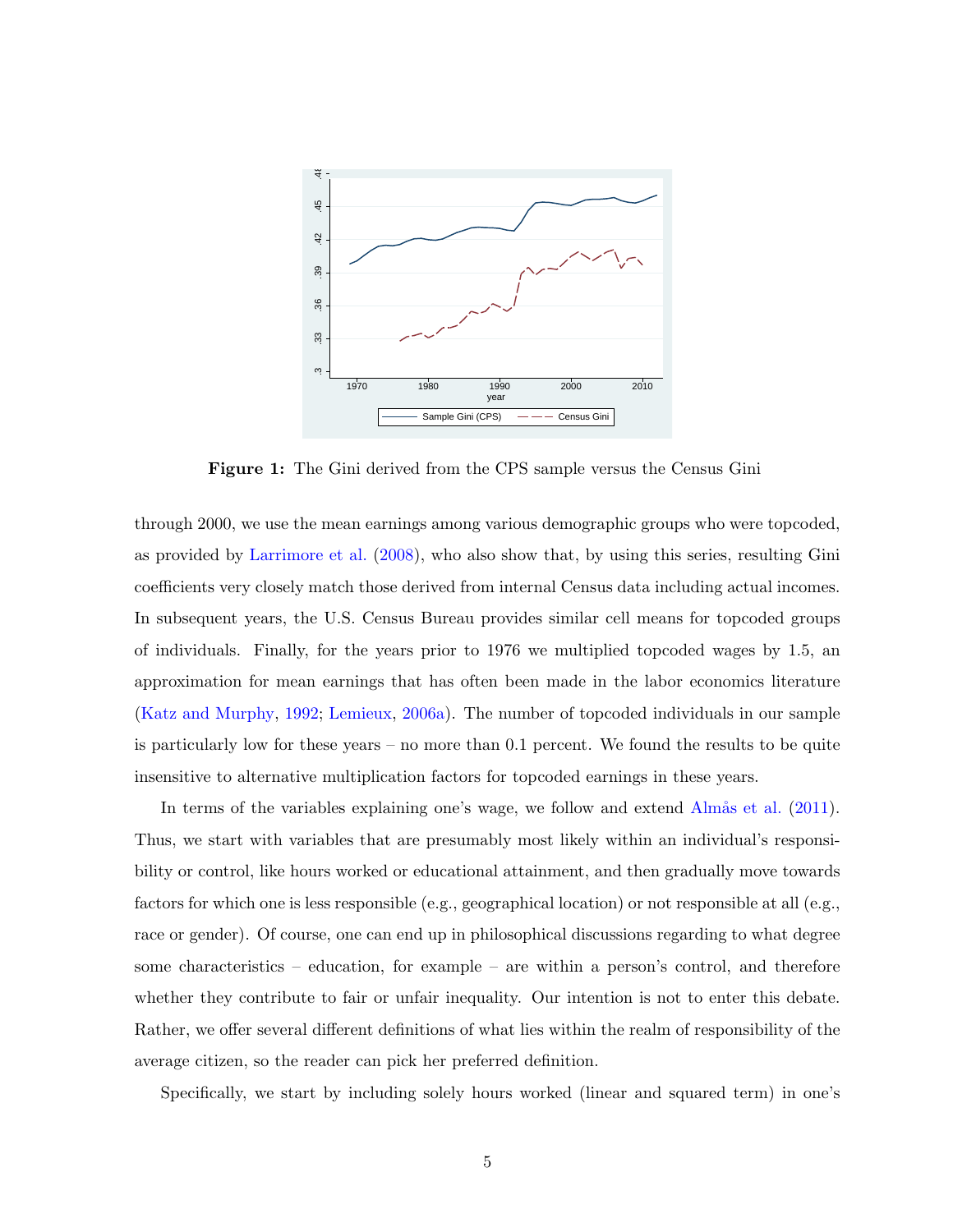Figure 1: The Gini derived from the CPS sample versus the Census Gini

through 2000, we use the mean earnings among various demographic groups who were topcoded, as provided by Larrimore et al. (2008), who also show that, by using this series, resulting Gini coefficients very closely match those derived from internal Census data including actual incomes. In subsequent years, the U.S. Census Bureau provides similar cell means for topcoded groups of individuals. Finally, for the years prior to 1976 we multiplied topcoded wages by 1.5, an approximation for mean earnings that has often been made in the labor economics literature (Katz and Murphy, 1992; Lemieux, 2006a). The number of topcoded individuals in our sample is particularly low for these years – no more than 0.1 percent. We found the results to be quite insensitive to alternative multiplication factors for topcoded earnings in these years.

In terms of the variables explaining one's wage, we follow and extend Almås et al. (2011). Thus, we start with variables that are presumably most likely within an individual's responsibility or control, like hours worked or educational attainment, and then gradually move towards factors for which one is less responsible (e.g., geographical location) or not responsible at all (e.g., race or gender). Of course, one can end up in philosophical discussions regarding to what degree some characteristics – education, for example – are within a person's control, and therefore whether they contribute to fair or unfair inequality. Our intention is not to enter this debate. Rather, we offer several different definitions of what lies within the realm of responsibility of the average citizen, so the reader can pick her preferred definition.

Specifically, we start by including solely hours worked (linear and squared term) in one's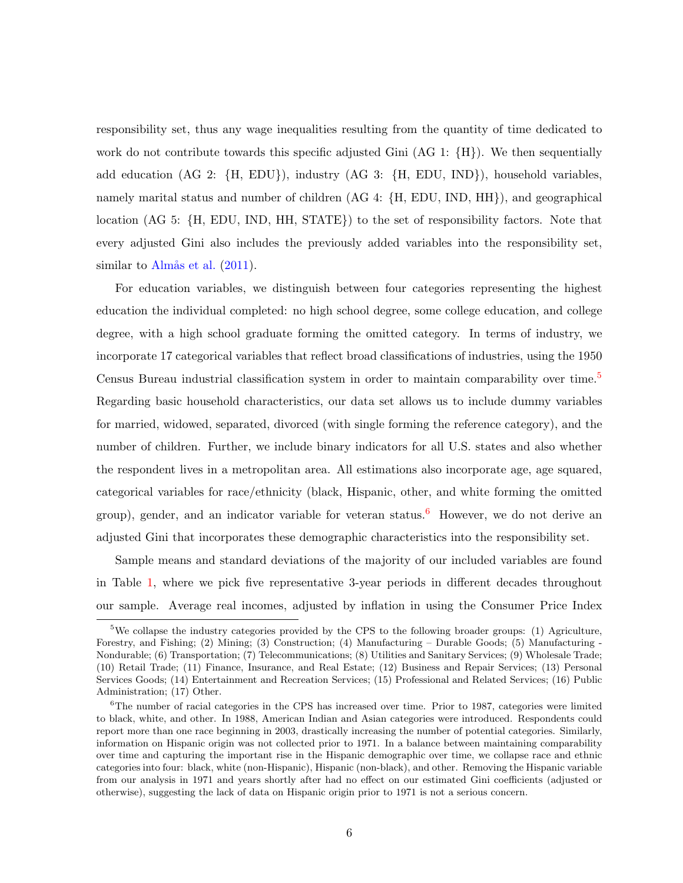responsibility set, thus any wage inequalities resulting from the quantity of time dedicated to work do not contribute towards this specific adjusted Gini (AG 1: {H}). We then sequentially add education (AG 2: {H, EDU}), industry (AG 3: {H, EDU, IND}), household variables, namely marital status and number of children (AG 4: {H, EDU, IND, HH}), and geographical location (AG 5: {H, EDU, IND, HH, STATE}) to the set of responsibility factors. Note that every adjusted Gini also includes the previously added variables into the responsibility set, similar to Almås et al. (2011).

For education variables, we distinguish between four categories representing the highest education the individual completed: no high school degree, some college education, and college degree, with a high school graduate forming the omitted category. In terms of industry, we incorporate 17 categorical variables that reflect broad classifications of industries, using the 1950 Census Bureau industrial classification system in order to maintain comparability over time.[5] Regarding basic household characteristics, our data set allows us to include dummy variables for married, widowed, separated, divorced (with single forming the reference category), and the number of children. Further, we include binary indicators for all U.S. states and also whether the respondent lives in a metropolitan area. All estimations also incorporate age, age squared, categorical variables for race/ethnicity (black, Hispanic, other, and white forming the omitted group), gender, and an indicator variable for veteran status.[6] However, we do not derive an adjusted Gini that incorporates these demographic characteristics into the responsibility set.

Sample means and standard deviations of the majority of our included variables are found in Table 1, where we pick five representative 3-year periods in different decades throughout our sample. Average real incomes, adjusted by inflation in using the Consumer Price Index

[5] We collapse the industry categories provided by the CPS to the following broader groups: (1) Agriculture, Forestry, and Fishing; (2) Mining; (3) Construction; (4) Manufacturing – Durable Goods; (5) Manufacturing - Nondurable; (6) Transportation; (7) Telecommunications; (8) Utilities and Sanitary Services; (9) Wholesale Trade; (10) Retail Trade; (11) Finance, Insurance, and Real Estate; (12) Business and Repair Services; (13) Personal Services Goods; (14) Entertainment and Recreation Services; (15) Professional and Related Services; (16) Public Administration; (17) Other.

[6] The number of racial categories in the CPS has increased over time. Prior to 1987, categories were limited to black, white, and other. In 1988, American Indian and Asian categories were introduced. Respondents could report more than one race beginning in 2003, drastically increasing the number of potential categories. Similarly, information on Hispanic origin was not collected prior to 1971. In a balance between maintaining comparability over time and capturing the important rise in the Hispanic demographic over time, we collapse race and ethnic categories into four: black, white (non-Hispanic), Hispanic (non-black), and other. Removing the Hispanic variable from our analysis in 1971 and years shortly after had no effect on our estimated Gini coefficients (adjusted or otherwise), suggesting the lack of data on Hispanic origin prior to 1971 is not a serious concern.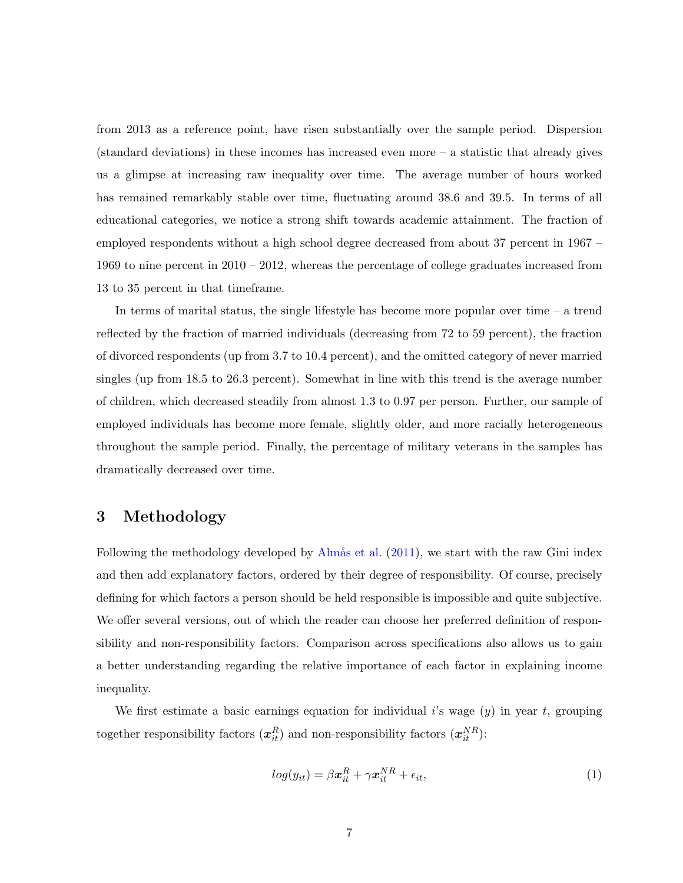from 2013 as a reference point, have risen substantially over the sample period. Dispersion (standard deviations) in these incomes has increased even more – a statistic that already gives us a glimpse at increasing raw inequality over time. The average number of hours worked has remained remarkably stable over time, fluctuating around 38.6 and 39.5. In terms of all educational categories, we notice a strong shift towards academic attainment. The fraction of employed respondents without a high school degree decreased from about 37 percent in 1967 – 1969 to nine percent in 2010 – 2012, whereas the percentage of college graduates increased from 13 to 35 percent in that timeframe.

In terms of marital status, the single lifestyle has become more popular over time – a trend reflected by the fraction of married individuals (decreasing from 72 to 59 percent), the fraction of divorced respondents (up from 3.7 to 10.4 percent), and the omitted category of never married singles (up from 18.5 to 26.3 percent). Somewhat in line with this trend is the average number of children, which decreased steadily from almost 1.3 to 0.97 per person. Further, our sample of employed individuals has become more female, slightly older, and more racially heterogeneous throughout the sample period. Finally, the percentage of military veterans in the samples has dramatically decreased over time.

## 3 Methodology

Following the methodology developed by Almås et al. (2011), we start with the raw Gini index and then add explanatory factors, ordered by their degree of responsibility. Of course, precisely defining for which factors a person should be held responsible is impossible and quite subjective. We offer several versions, out of which the reader can choose her preferred definition of responsibility and non-responsibility factors. Comparison across specifications also allows us to gain a better understanding regarding the relative importance of each factor in explaining income inequality.

We first estimate a basic earnings equation for individual $i$'s wage ($y$) in year $t$, grouping together responsibility factors ($\boldsymbol{x}_{it}^{R}$) and non-responsibility factors ($\boldsymbol{x}_{it}^{NR}$):

$$log(y_{it}) = \beta \boldsymbol{x}_{it}^{R} + \gamma \boldsymbol{x}_{it}^{NR} + \epsilon_{it}, \tag{1}$$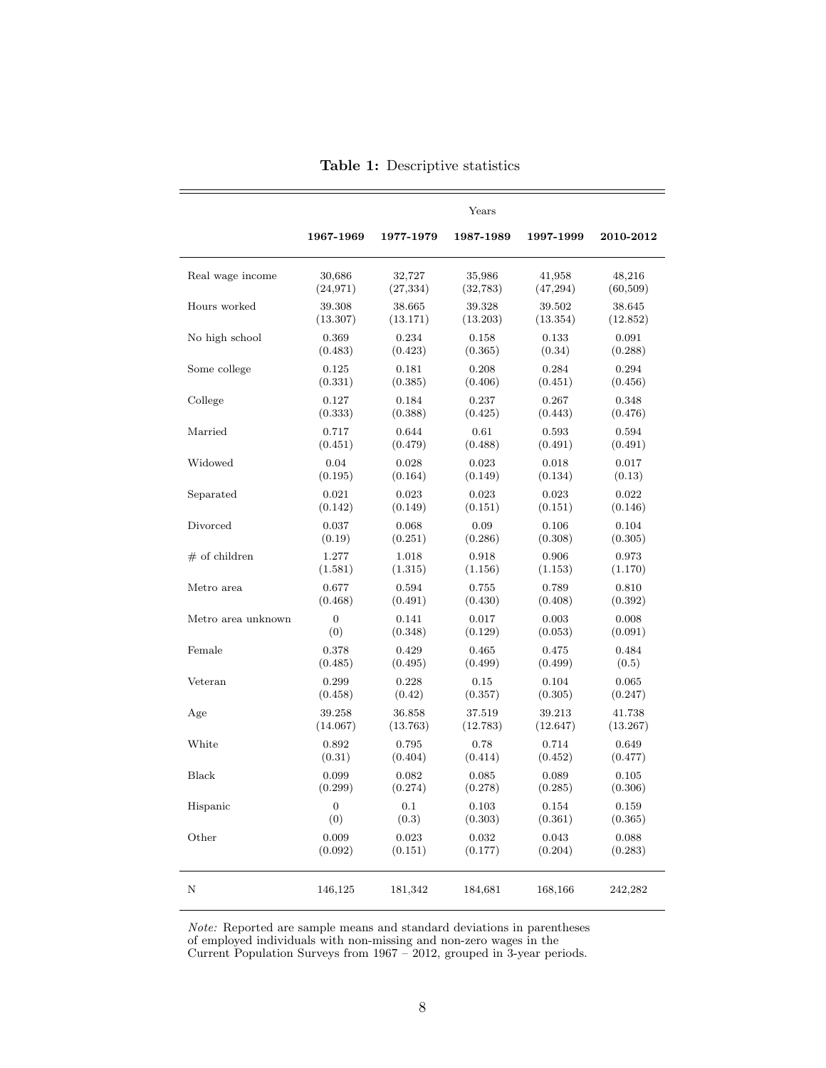**Table 1:** Descriptive statistics

| | Years | | | | |
|---|---|---|---|---|---|
| | **1967-1969** | **1977-1979** | **1987-1989** | **1997-1999** | **2010-2012** |
| Real wage income | 30,686 | 32,727 | 35,986 | 41,958 | 48,216 |
| | (24,971) | (27,334) | (32,783) | (47,294) | (60,509) |
| Hours worked | 39.308 | 38.665 | 39.328 | 39.502 | 38.645 |
| | (13.307) | (13.171) | (13.203) | (13.354) | (12.852) |
| No high school | 0.369 | 0.234 | 0.158 | 0.133 | 0.091 |
| | (0.483) | (0.423) | (0.365) | (0.34) | (0.288) |
| Some college | 0.125 | 0.181 | 0.208 | 0.284 | 0.294 |
| | (0.331) | (0.385) | (0.406) | (0.451) | (0.456) |
| College | 0.127 | 0.184 | 0.237 | 0.267 | 0.348 |
| | (0.333) | (0.388) | (0.425) | (0.443) | (0.476) |
| Married | 0.717 | 0.644 | 0.61 | 0.593 | 0.594 |
| | (0.451) | (0.479) | (0.488) | (0.491) | (0.491) |
| Widowed | 0.04 | 0.028 | 0.023 | 0.018 | 0.017 |
| | (0.195) | (0.164) | (0.149) | (0.134) | (0.13) |
| Separated | 0.021 | 0.023 | 0.023 | 0.023 | 0.022 |
| | (0.142) | (0.149) | (0.151) | (0.151) | (0.146) |
| Divorced | 0.037 | 0.068 | 0.09 | 0.106 | 0.104 |
| | (0.19) | (0.251) | (0.286) | (0.308) | (0.305) |
| # of children | 1.277 | 1.018 | 0.918 | 0.906 | 0.973 |
| | (1.581) | (1.315) | (1.156) | (1.153) | (1.170) |
| Metro area | 0.677 | 0.594 | 0.755 | 0.789 | 0.810 |
| | (0.468) | (0.491) | (0.430) | (0.408) | (0.392) |
| Metro area unknown | 0 | 0.141 | 0.017 | 0.003 | 0.008 |
| | (0) | (0.348) | (0.129) | (0.053) | (0.091) |
| Female | 0.378 | 0.429 | 0.465 | 0.475 | 0.484 |
| | (0.485) | (0.495) | (0.499) | (0.499) | (0.5) |
| Veteran | 0.299 | 0.228 | 0.15 | 0.104 | 0.065 |
| | (0.458) | (0.42) | (0.357) | (0.305) | (0.247) |
| Age | 39.258 | 36.858 | 37.519 | 39.213 | 41.738 |
| | (14.067) | (13.763) | (12.783) | (12.647) | (13.267) |
| White | 0.892 | 0.795 | 0.78 | 0.714 | 0.649 |
| | (0.31) | (0.404) | (0.414) | (0.452) | (0.477) |
| Black | 0.099 | 0.082 | 0.085 | 0.089 | 0.105 |
| | (0.299) | (0.274) | (0.278) | (0.285) | (0.306) |
| Hispanic | 0 | 0.1 | 0.103 | 0.154 | 0.159 |
| | (0) | (0.3) | (0.303) | (0.361) | (0.365) |
| Other | 0.009 | 0.023 | 0.032 | 0.043 | 0.088 |
| | (0.092) | (0.151) | (0.177) | (0.204) | (0.283) |
| N | 146,125 | 181,342 | 184,681 | 168,166 | 242,282 |

*Note:* Reported are sample means and standard deviations in parentheses of employed individuals with non-missing and non-zero wages in the Current Population Surveys from 1967 – 2012, grouped in 3-year periods.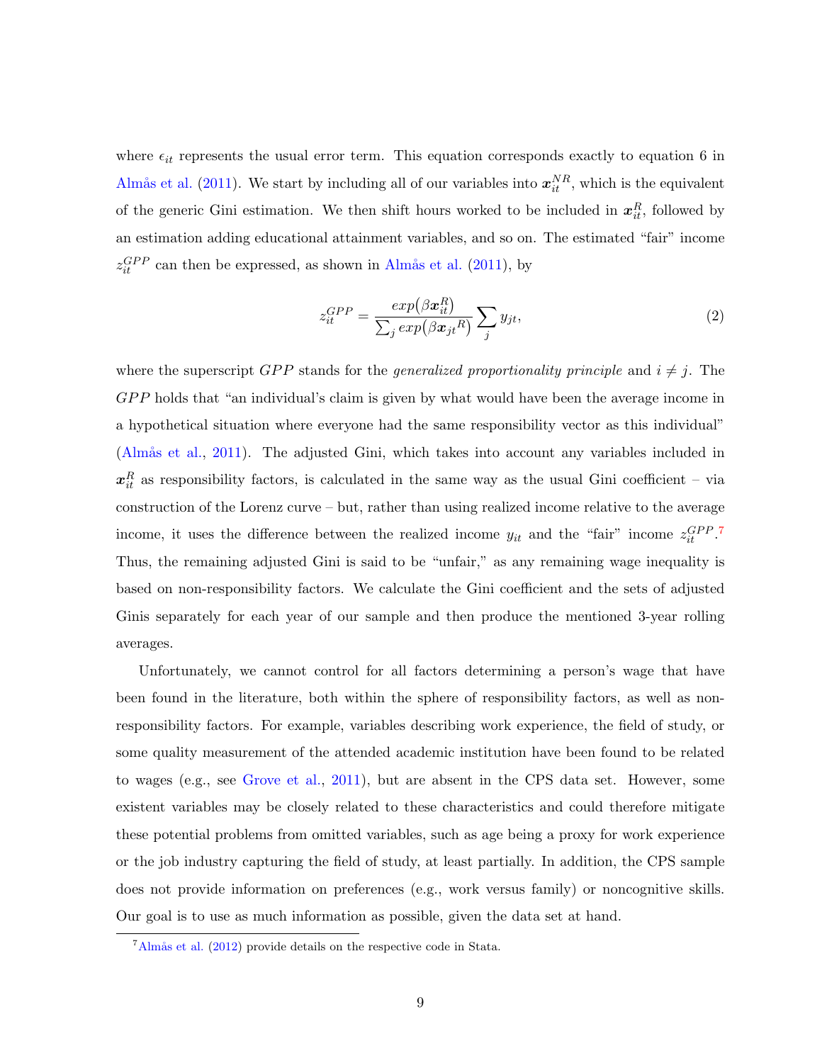where $\epsilon_{it}$ represents the usual error term. This equation corresponds exactly to equation 6 in Almås et al. (2011). We start by including all of our variables into $\boldsymbol{x}_{it}^{NR}$, which is the equivalent of the generic Gini estimation. We then shift hours worked to be included in $\boldsymbol{x}_{it}^{R}$, followed by an estimation adding educational attainment variables, and so on. The estimated "fair" income $z_{it}^{GPP}$ can then be expressed, as shown in Almås et al. (2011), by

$$
z_{it}^{GPP} = \frac{exp\big(\beta \boldsymbol{x}_{it}^{R}\big)}{\sum_j exp\big(\beta \boldsymbol{x}_{jt}{}^{R}\big)} \sum_j y_{jt}, \tag{2}
$$

where the superscript $GPP$ stands for the *generalized proportionality principle* and $i \neq j$. The $GPP$ holds that "an individual's claim is given by what would have been the average income in a hypothetical situation where everyone had the same responsibility vector as this individual" (Almås et al., 2011). The adjusted Gini, which takes into account any variables included in $\boldsymbol{x}_{it}^{R}$ as responsibility factors, is calculated in the same way as the usual Gini coefficient – via construction of the Lorenz curve – but, rather than using realized income relative to the average income, it uses the difference between the realized income $y_{it}$ and the "fair" income $z_{it}^{GPP}$.[7] Thus, the remaining adjusted Gini is said to be "unfair," as any remaining wage inequality is based on non-responsibility factors. We calculate the Gini coefficient and the sets of adjusted Ginis separately for each year of our sample and then produce the mentioned 3-year rolling averages.

Unfortunately, we cannot control for all factors determining a person's wage that have been found in the literature, both within the sphere of responsibility factors, as well as non-responsibility factors. For example, variables describing work experience, the field of study, or some quality measurement of the attended academic institution have been found to be related to wages (e.g., see Grove et al., 2011), but are absent in the CPS data set. However, some existent variables may be closely related to these characteristics and could therefore mitigate these potential problems from omitted variables, such as age being a proxy for work experience or the job industry capturing the field of study, at least partially. In addition, the CPS sample does not provide information on preferences (e.g., work versus family) or noncognitive skills. Our goal is to use as much information as possible, given the data set at hand.

[7] Almås et al. (2012) provide details on the respective code in Stata.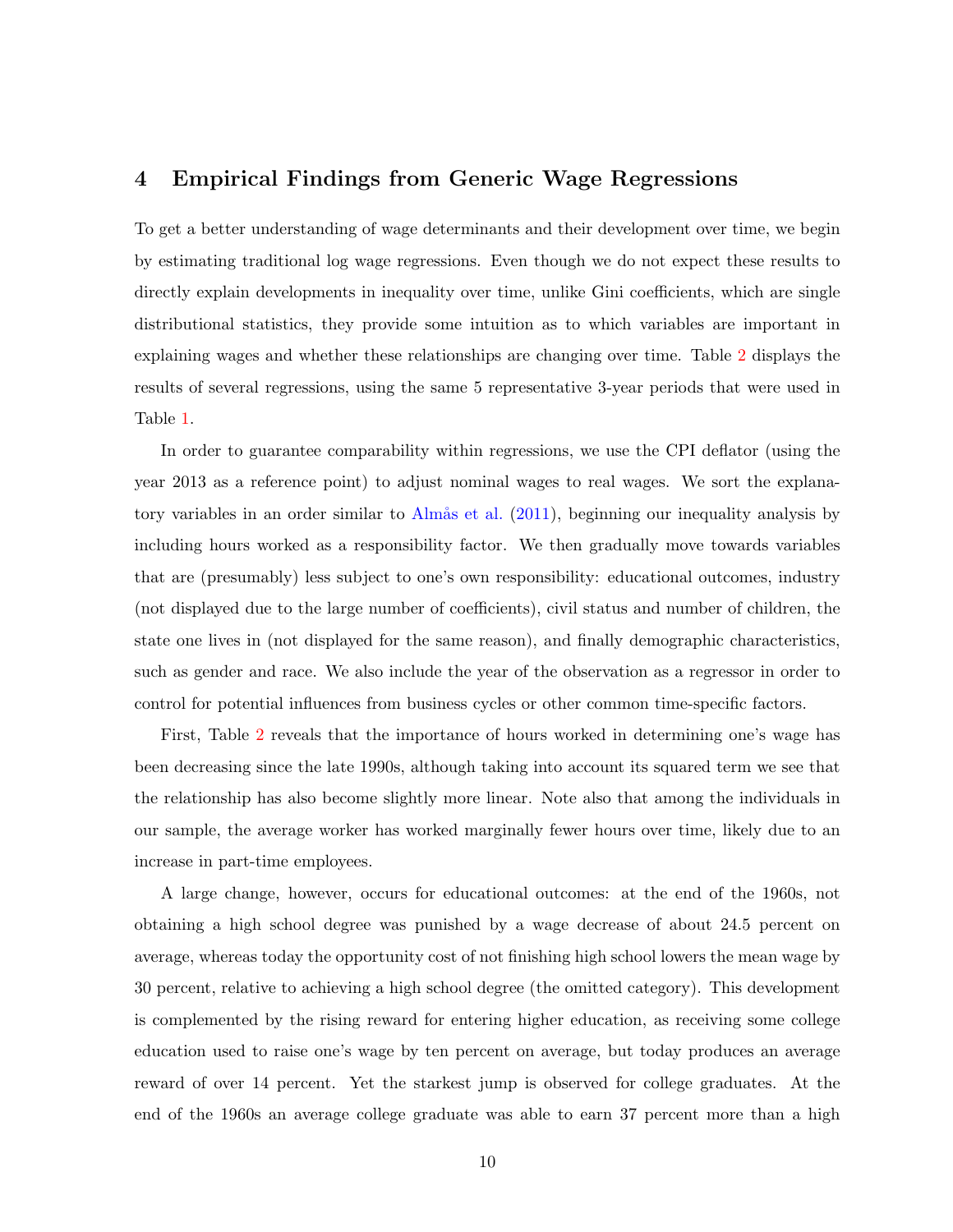## 4 Empirical Findings from Generic Wage Regressions

To get a better understanding of wage determinants and their development over time, we begin by estimating traditional log wage regressions. Even though we do not expect these results to directly explain developments in inequality over time, unlike Gini coefficients, which are single distributional statistics, they provide some intuition as to which variables are important in explaining wages and whether these relationships are changing over time. Table 2 displays the results of several regressions, using the same 5 representative 3-year periods that were used in Table 1.

In order to guarantee comparability within regressions, we use the CPI deflator (using the year 2013 as a reference point) to adjust nominal wages to real wages. We sort the explanatory variables in an order similar to Almås et al. (2011), beginning our inequality analysis by including hours worked as a responsibility factor. We then gradually move towards variables that are (presumably) less subject to one's own responsibility: educational outcomes, industry (not displayed due to the large number of coefficients), civil status and number of children, the state one lives in (not displayed for the same reason), and finally demographic characteristics, such as gender and race. We also include the year of the observation as a regressor in order to control for potential influences from business cycles or other common time-specific factors.

First, Table 2 reveals that the importance of hours worked in determining one's wage has been decreasing since the late 1990s, although taking into account its squared term we see that the relationship has also become slightly more linear. Note also that among the individuals in our sample, the average worker has worked marginally fewer hours over time, likely due to an increase in part-time employees.

A large change, however, occurs for educational outcomes: at the end of the 1960s, not obtaining a high school degree was punished by a wage decrease of about 24.5 percent on average, whereas today the opportunity cost of not finishing high school lowers the mean wage by 30 percent, relative to achieving a high school degree (the omitted category). This development is complemented by the rising reward for entering higher education, as receiving some college education used to raise one's wage by ten percent on average, but today produces an average reward of over 14 percent. Yet the starkest jump is observed for college graduates. At the end of the 1960s an average college graduate was able to earn 37 percent more than a high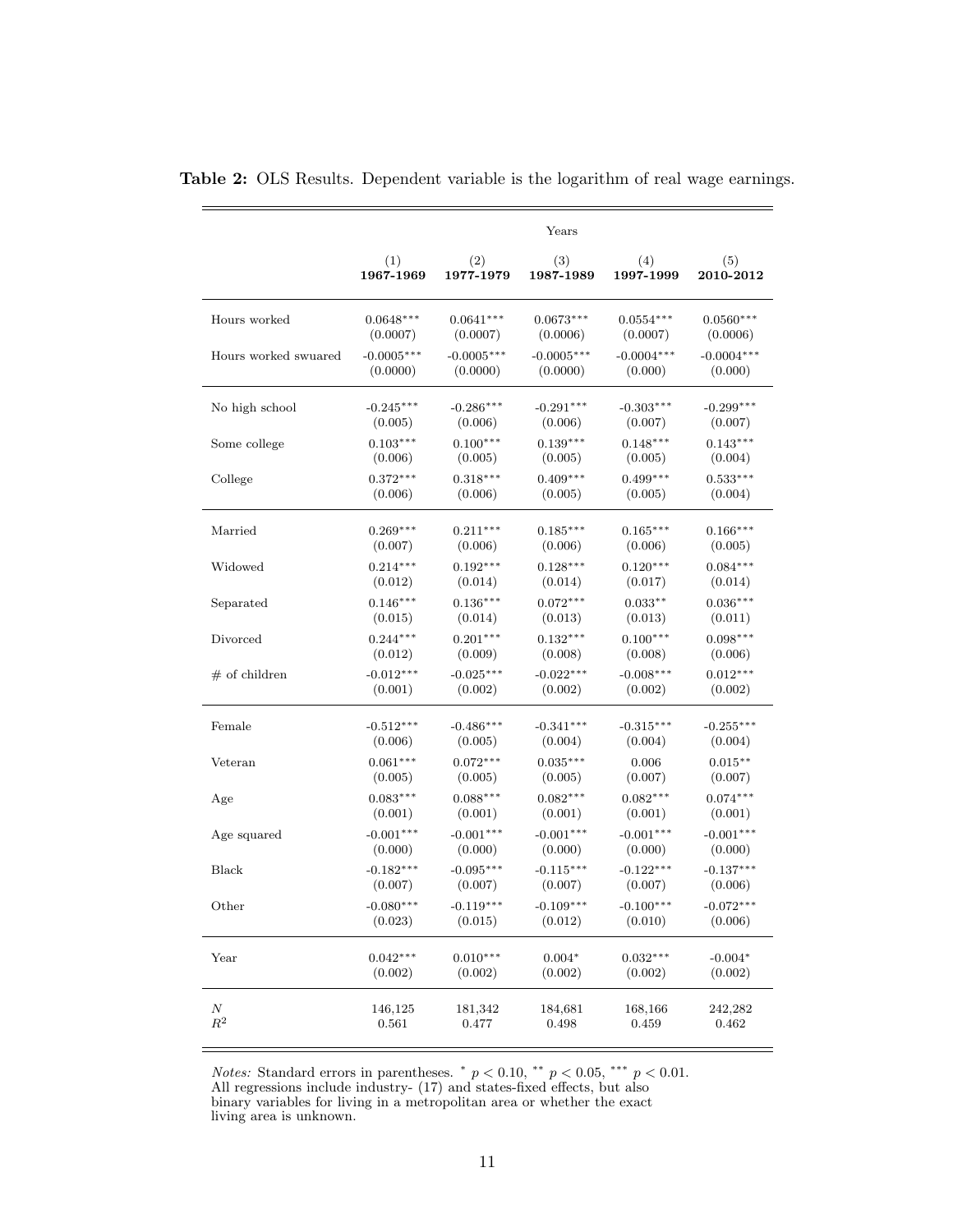**Table 2:** OLS Results. Dependent variable is the logarithm of real wage earnings.

| | Years | | | | |
|---|---|---|---|---|---|
| | (1) **1967-1969** | (2) **1977-1979** | (3) **1987-1989** | (4) **1997-1999** | (5) **2010-2012** |
| Hours worked | 0.0648*** | 0.0641*** | 0.0673*** | 0.0554*** | 0.0560*** |
| | (0.0007) | (0.0007) | (0.0006) | (0.0007) | (0.0006) |
| Hours worked swuared | -0.0005*** | -0.0005*** | -0.0005*** | -0.0004*** | -0.0004*** |
| | (0.0000) | (0.0000) | (0.0000) | (0.000) | (0.000) |
| No high school | -0.245*** | -0.286*** | -0.291*** | -0.303*** | -0.299*** |
| | (0.005) | (0.006) | (0.006) | (0.007) | (0.007) |
| Some college | 0.103*** | 0.100*** | 0.139*** | 0.148*** | 0.143*** |
| | (0.006) | (0.005) | (0.005) | (0.005) | (0.004) |
| College | 0.372*** | 0.318*** | 0.409*** | 0.499*** | 0.533*** |
| | (0.006) | (0.006) | (0.005) | (0.005) | (0.004) |
| Married | 0.269*** | 0.211*** | 0.185*** | 0.165*** | 0.166*** |
| | (0.007) | (0.006) | (0.006) | (0.006) | (0.005) |
| Widowed | 0.214*** | 0.192*** | 0.128*** | 0.120*** | 0.084*** |
| | (0.012) | (0.014) | (0.014) | (0.017) | (0.014) |
| Separated | 0.146*** | 0.136*** | 0.072*** | 0.033** | 0.036*** |
| | (0.015) | (0.014) | (0.013) | (0.013) | (0.011) |
| Divorced | 0.244*** | 0.201*** | 0.132*** | 0.100*** | 0.098*** |
| | (0.012) | (0.009) | (0.008) | (0.008) | (0.006) |
| # of children | -0.012*** | -0.025*** | -0.022*** | -0.008*** | 0.012*** |
| | (0.001) | (0.002) | (0.002) | (0.002) | (0.002) |
| Female | -0.512*** | -0.486*** | -0.341*** | -0.315*** | -0.255*** |
| | (0.006) | (0.005) | (0.004) | (0.004) | (0.004) |
| Veteran | 0.061*** | 0.072*** | 0.035*** | 0.006 | 0.015** |
| | (0.005) | (0.005) | (0.005) | (0.007) | (0.007) |
| Age | 0.083*** | 0.088*** | 0.082*** | 0.082*** | 0.074*** |
| | (0.001) | (0.001) | (0.001) | (0.001) | (0.001) |
| Age squared | -0.001*** | -0.001*** | -0.001*** | -0.001*** | -0.001*** |
| | (0.000) | (0.000) | (0.000) | (0.000) | (0.000) |
| Black | -0.182*** | -0.095*** | -0.115*** | -0.122*** | -0.137*** |
| | (0.007) | (0.007) | (0.007) | (0.007) | (0.006) |
| Other | -0.080*** | -0.119*** | -0.109*** | -0.100*** | -0.072*** |
| | (0.023) | (0.015) | (0.012) | (0.010) | (0.006) |
| Year | 0.042*** | 0.010*** | 0.004* | 0.032*** | -0.004* |
| | (0.002) | (0.002) | (0.002) | (0.002) | (0.002) |
| $N$ | 146,125 | 181,342 | 184,681 | 168,166 | 242,282 |
| $R^2$ | 0.561 | 0.477 | 0.498 | 0.459 | 0.462 |

*Notes:* Standard errors in parentheses. * $p < 0.10$, ** $p < 0.05$, *** $p < 0.01$. All regressions include industry- (17) and states-fixed effects, but also binary variables for living in a metropolitan area or whether the exact living area is unknown.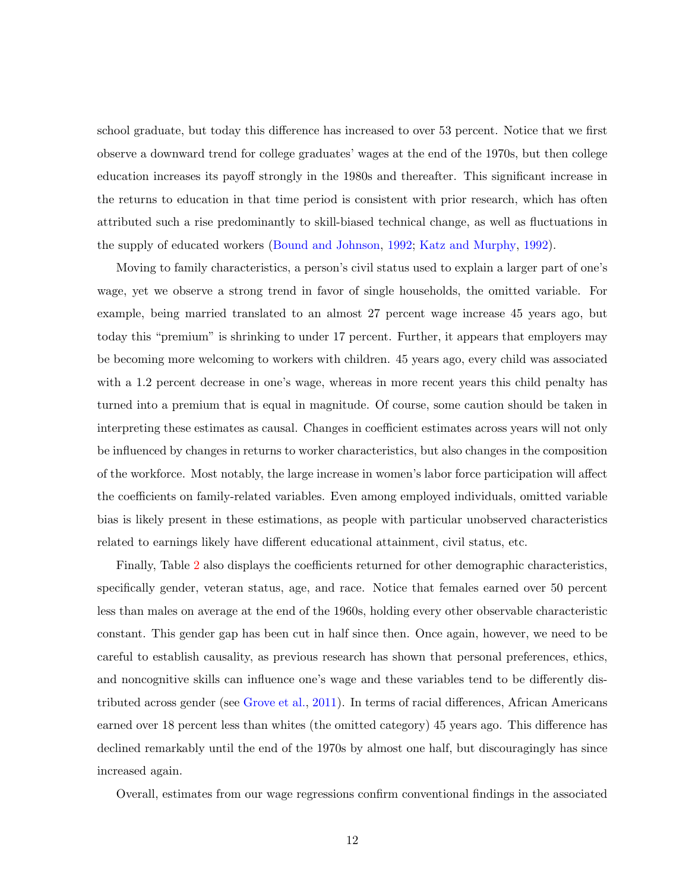school graduate, but today this difference has increased to over 53 percent. Notice that we first observe a downward trend for college graduates' wages at the end of the 1970s, but then college education increases its payoff strongly in the 1980s and thereafter. This significant increase in the returns to education in that time period is consistent with prior research, which has often attributed such a rise predominantly to skill-biased technical change, as well as fluctuations in the supply of educated workers (Bound and Johnson, 1992; Katz and Murphy, 1992).

Moving to family characteristics, a person's civil status used to explain a larger part of one's wage, yet we observe a strong trend in favor of single households, the omitted variable. For example, being married translated to an almost 27 percent wage increase 45 years ago, but today this "premium" is shrinking to under 17 percent. Further, it appears that employers may be becoming more welcoming to workers with children. 45 years ago, every child was associated with a 1.2 percent decrease in one's wage, whereas in more recent years this child penalty has turned into a premium that is equal in magnitude. Of course, some caution should be taken in interpreting these estimates as causal. Changes in coefficient estimates across years will not only be influenced by changes in returns to worker characteristics, but also changes in the composition of the workforce. Most notably, the large increase in women's labor force participation will affect the coefficients on family-related variables. Even among employed individuals, omitted variable bias is likely present in these estimations, as people with particular unobserved characteristics related to earnings likely have different educational attainment, civil status, etc.

Finally, Table 2 also displays the coefficients returned for other demographic characteristics, specifically gender, veteran status, age, and race. Notice that females earned over 50 percent less than males on average at the end of the 1960s, holding every other observable characteristic constant. This gender gap has been cut in half since then. Once again, however, we need to be careful to establish causality, as previous research has shown that personal preferences, ethics, and noncognitive skills can influence one's wage and these variables tend to be differently distributed across gender (see Grove et al., 2011). In terms of racial differences, African Americans earned over 18 percent less than whites (the omitted category) 45 years ago. This difference has declined remarkably until the end of the 1970s by almost one half, but discouragingly has since increased again.

Overall, estimates from our wage regressions confirm conventional findings in the associated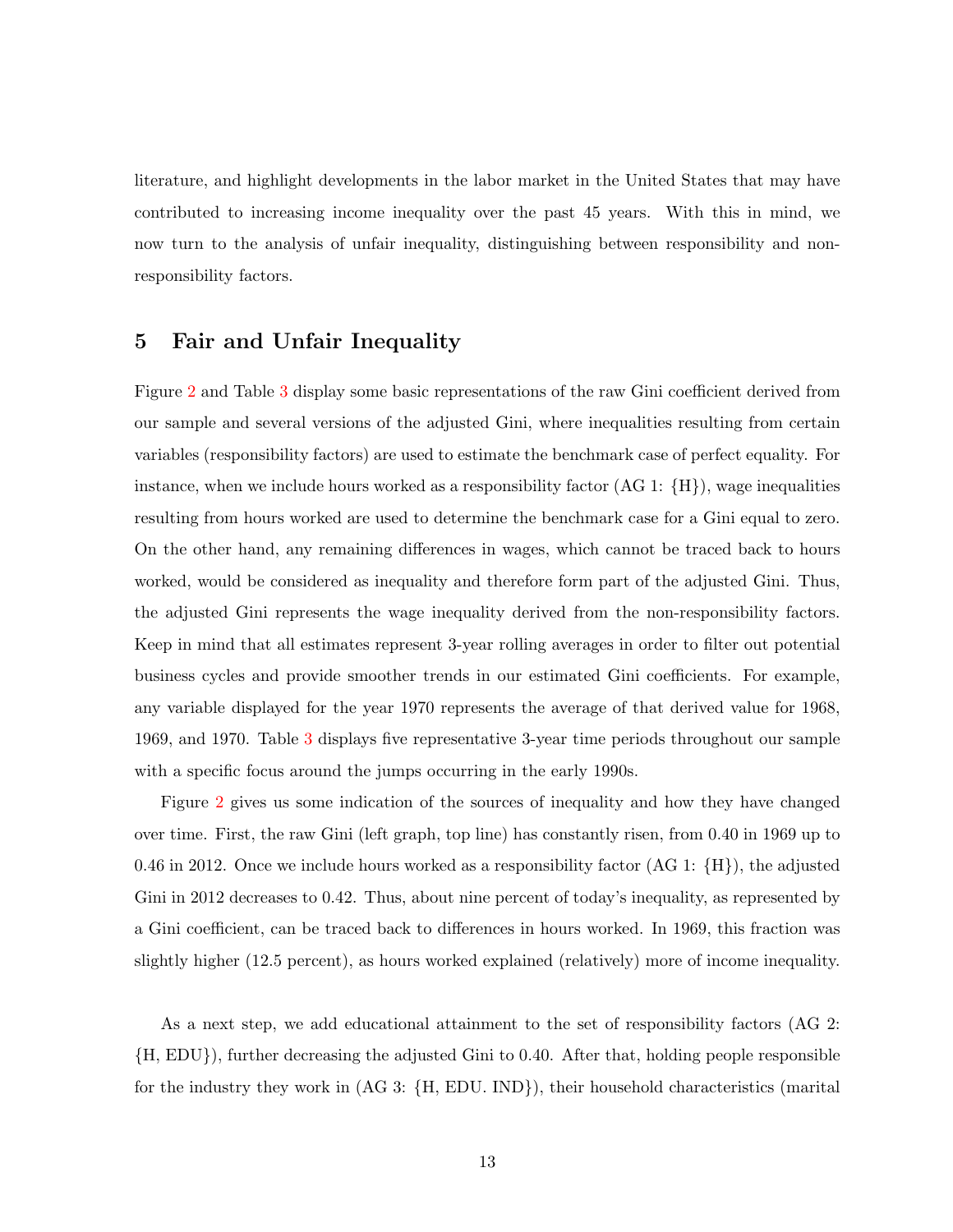literature, and highlight developments in the labor market in the United States that may have contributed to increasing income inequality over the past 45 years. With this in mind, we now turn to the analysis of unfair inequality, distinguishing between responsibility and non-responsibility factors.

## 5 Fair and Unfair Inequality

Figure 2 and Table 3 display some basic representations of the raw Gini coefficient derived from our sample and several versions of the adjusted Gini, where inequalities resulting from certain variables (responsibility factors) are used to estimate the benchmark case of perfect equality. For instance, when we include hours worked as a responsibility factor (AG 1: {H}), wage inequalities resulting from hours worked are used to determine the benchmark case for a Gini equal to zero. On the other hand, any remaining differences in wages, which cannot be traced back to hours worked, would be considered as inequality and therefore form part of the adjusted Gini. Thus, the adjusted Gini represents the wage inequality derived from the non-responsibility factors. Keep in mind that all estimates represent 3-year rolling averages in order to filter out potential business cycles and provide smoother trends in our estimated Gini coefficients. For example, any variable displayed for the year 1970 represents the average of that derived value for 1968, 1969, and 1970. Table 3 displays five representative 3-year time periods throughout our sample with a specific focus around the jumps occurring in the early 1990s.

Figure 2 gives us some indication of the sources of inequality and how they have changed over time. First, the raw Gini (left graph, top line) has constantly risen, from 0.40 in 1969 up to 0.46 in 2012. Once we include hours worked as a responsibility factor (AG 1: {H}), the adjusted Gini in 2012 decreases to 0.42. Thus, about nine percent of today's inequality, as represented by a Gini coefficient, can be traced back to differences in hours worked. In 1969, this fraction was slightly higher (12.5 percent), as hours worked explained (relatively) more of income inequality.

As a next step, we add educational attainment to the set of responsibility factors (AG 2: {H, EDU}), further decreasing the adjusted Gini to 0.40. After that, holding people responsible for the industry they work in (AG 3: {H, EDU. IND}), their household characteristics (marital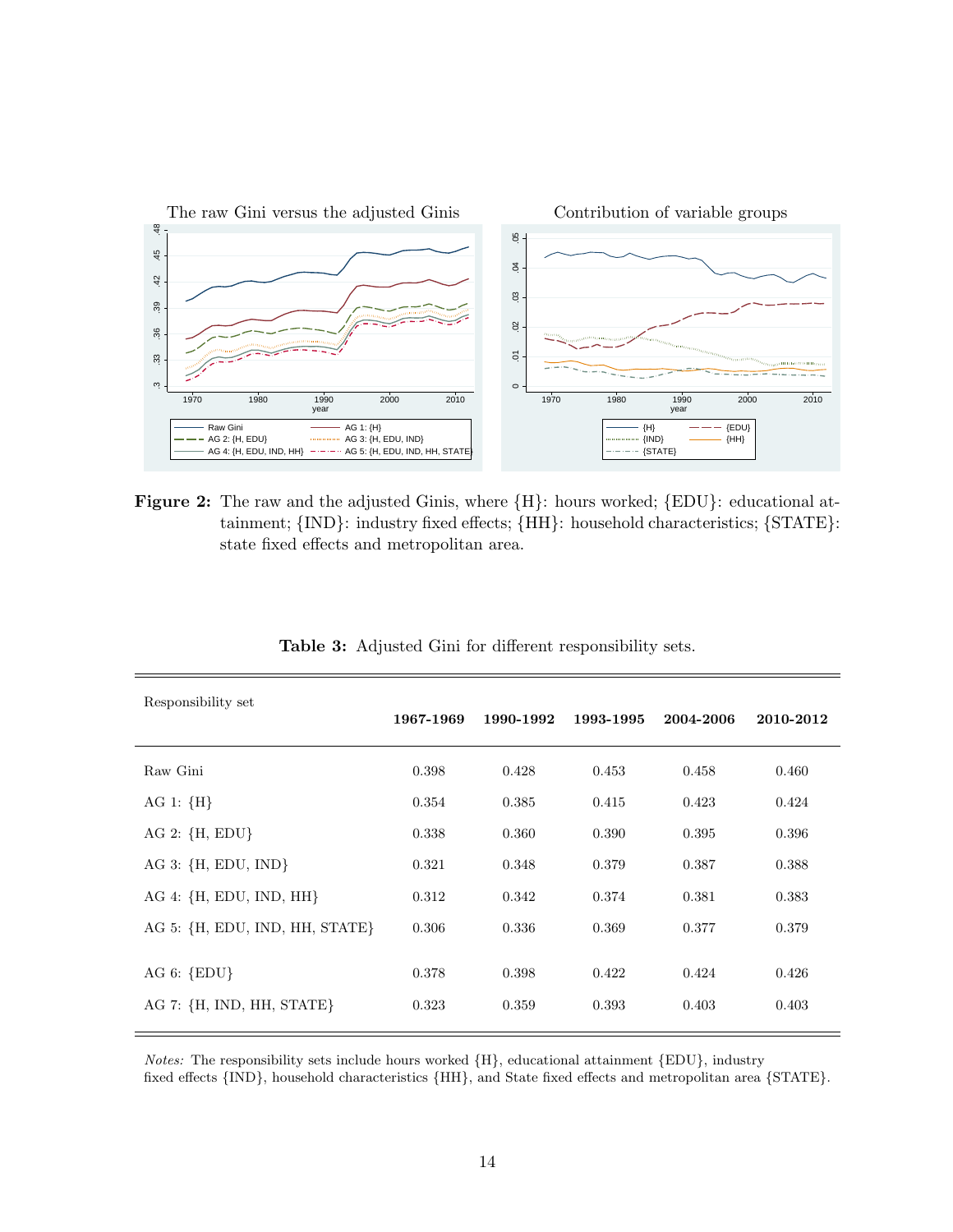**Figure 2:** The raw and the adjusted Ginis, where {H}: hours worked; {EDU}: educational attainment; {IND}: industry fixed effects; {HH}: household characteristics; {STATE}: state fixed effects and metropolitan area.

**Table 3:** Adjusted Gini for different responsibility sets.

| Responsibility set | **1967-1969** | **1990-1992** | **1993-1995** | **2004-2006** | **2010-2012** |
|---|---|---|---|---|---|
| Raw Gini | 0.398 | 0.428 | 0.453 | 0.458 | 0.460 |
| AG 1: {H} | 0.354 | 0.385 | 0.415 | 0.423 | 0.424 |
| AG 2: {H, EDU} | 0.338 | 0.360 | 0.390 | 0.395 | 0.396 |
| AG 3: {H, EDU, IND} | 0.321 | 0.348 | 0.379 | 0.387 | 0.388 |
| AG 4: {H, EDU, IND, HH} | 0.312 | 0.342 | 0.374 | 0.381 | 0.383 |
| AG 5: {H, EDU, IND, HH, STATE} | 0.306 | 0.336 | 0.369 | 0.377 | 0.379 |
| AG 6: {EDU} | 0.378 | 0.398 | 0.422 | 0.424 | 0.426 |
| AG 7: {H, IND, HH, STATE} | 0.323 | 0.359 | 0.393 | 0.403 | 0.403 |

*Notes:* The responsibility sets include hours worked {H}, educational attainment {EDU}, industry fixed effects {IND}, household characteristics {HH}, and State fixed effects and metropolitan area {STATE}.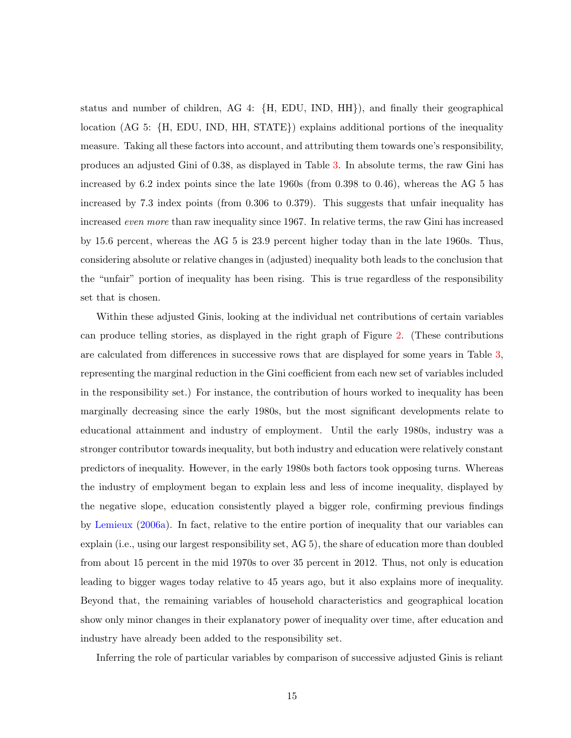status and number of children, AG 4: {H, EDU, IND, HH}), and finally their geographical location (AG 5: {H, EDU, IND, HH, STATE}) explains additional portions of the inequality measure. Taking all these factors into account, and attributing them towards one's responsibility, produces an adjusted Gini of 0.38, as displayed in Table 3. In absolute terms, the raw Gini has increased by 6.2 index points since the late 1960s (from 0.398 to 0.46), whereas the AG 5 has increased by 7.3 index points (from 0.306 to 0.379). This suggests that unfair inequality has increased *even more* than raw inequality since 1967. In relative terms, the raw Gini has increased by 15.6 percent, whereas the AG 5 is 23.9 percent higher today than in the late 1960s. Thus, considering absolute or relative changes in (adjusted) inequality both leads to the conclusion that the "unfair" portion of inequality has been rising. This is true regardless of the responsibility set that is chosen.

Within these adjusted Ginis, looking at the individual net contributions of certain variables can produce telling stories, as displayed in the right graph of Figure 2. (These contributions are calculated from differences in successive rows that are displayed for some years in Table 3, representing the marginal reduction in the Gini coefficient from each new set of variables included in the responsibility set.) For instance, the contribution of hours worked to inequality has been marginally decreasing since the early 1980s, but the most significant developments relate to educational attainment and industry of employment. Until the early 1980s, industry was a stronger contributor towards inequality, but both industry and education were relatively constant predictors of inequality. However, in the early 1980s both factors took opposing turns. Whereas the industry of employment began to explain less and less of income inequality, displayed by the negative slope, education consistently played a bigger role, confirming previous findings by Lemieux (2006a). In fact, relative to the entire portion of inequality that our variables can explain (i.e., using our largest responsibility set, AG 5), the share of education more than doubled from about 15 percent in the mid 1970s to over 35 percent in 2012. Thus, not only is education leading to bigger wages today relative to 45 years ago, but it also explains more of inequality. Beyond that, the remaining variables of household characteristics and geographical location show only minor changes in their explanatory power of inequality over time, after education and industry have already been added to the responsibility set.

Inferring the role of particular variables by comparison of successive adjusted Ginis is reliant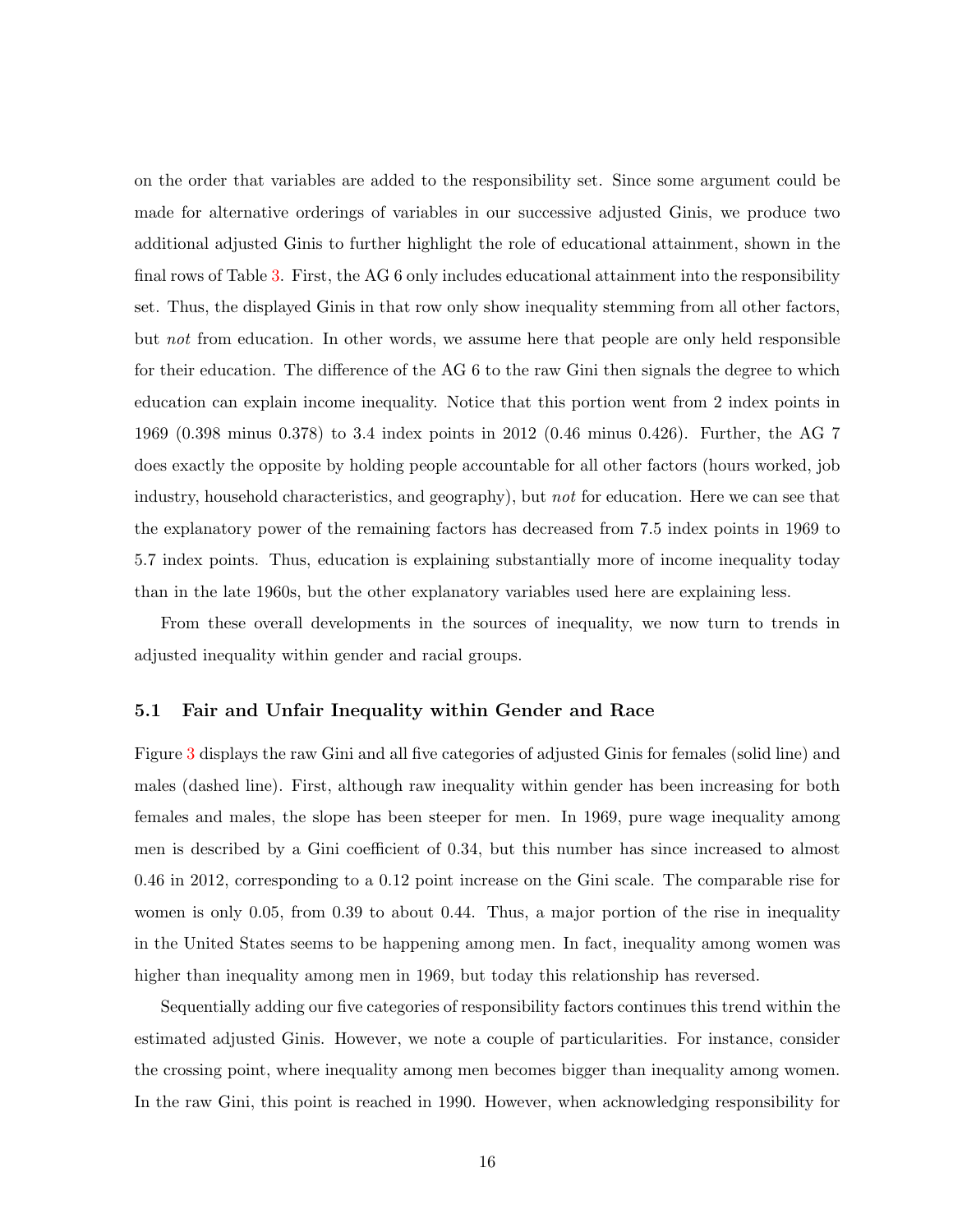on the order that variables are added to the responsibility set. Since some argument could be made for alternative orderings of variables in our successive adjusted Ginis, we produce two additional adjusted Ginis to further highlight the role of educational attainment, shown in the final rows of Table 3. First, the AG 6 only includes educational attainment into the responsibility set. Thus, the displayed Ginis in that row only show inequality stemming from all other factors, but *not* from education. In other words, we assume here that people are only held responsible for their education. The difference of the AG 6 to the raw Gini then signals the degree to which education can explain income inequality. Notice that this portion went from 2 index points in 1969 (0.398 minus 0.378) to 3.4 index points in 2012 (0.46 minus 0.426). Further, the AG 7 does exactly the opposite by holding people accountable for all other factors (hours worked, job industry, household characteristics, and geography), but *not* for education. Here we can see that the explanatory power of the remaining factors has decreased from 7.5 index points in 1969 to 5.7 index points. Thus, education is explaining substantially more of income inequality today than in the late 1960s, but the other explanatory variables used here are explaining less.

From these overall developments in the sources of inequality, we now turn to trends in adjusted inequality within gender and racial groups.

### 5.1 Fair and Unfair Inequality within Gender and Race

Figure 3 displays the raw Gini and all five categories of adjusted Ginis for females (solid line) and males (dashed line). First, although raw inequality within gender has been increasing for both females and males, the slope has been steeper for men. In 1969, pure wage inequality among men is described by a Gini coefficient of 0.34, but this number has since increased to almost 0.46 in 2012, corresponding to a 0.12 point increase on the Gini scale. The comparable rise for women is only 0.05, from 0.39 to about 0.44. Thus, a major portion of the rise in inequality in the United States seems to be happening among men. In fact, inequality among women was higher than inequality among men in 1969, but today this relationship has reversed.

Sequentially adding our five categories of responsibility factors continues this trend within the estimated adjusted Ginis. However, we note a couple of particularities. For instance, consider the crossing point, where inequality among men becomes bigger than inequality among women. In the raw Gini, this point is reached in 1990. However, when acknowledging responsibility for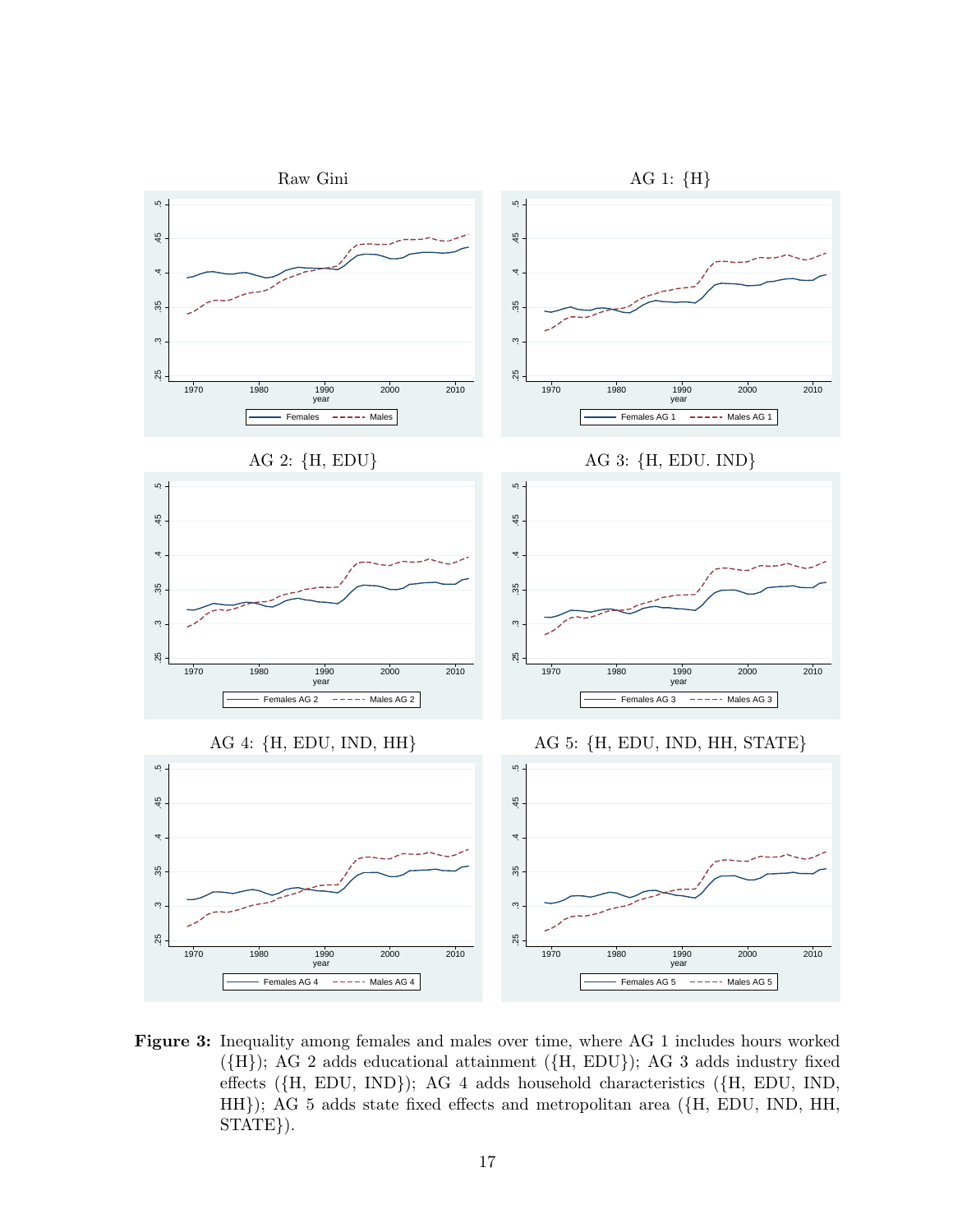**Figure 3:** Inequality among females and males over time, where AG 1 includes hours worked ({H}); AG 2 adds educational attainment ({H, EDU}); AG 3 adds industry fixed effects ({H, EDU, IND}); AG 4 adds household characteristics ({H, EDU, IND, HH}); AG 5 adds state fixed effects and metropolitan area ({H, EDU, IND, HH, STATE}).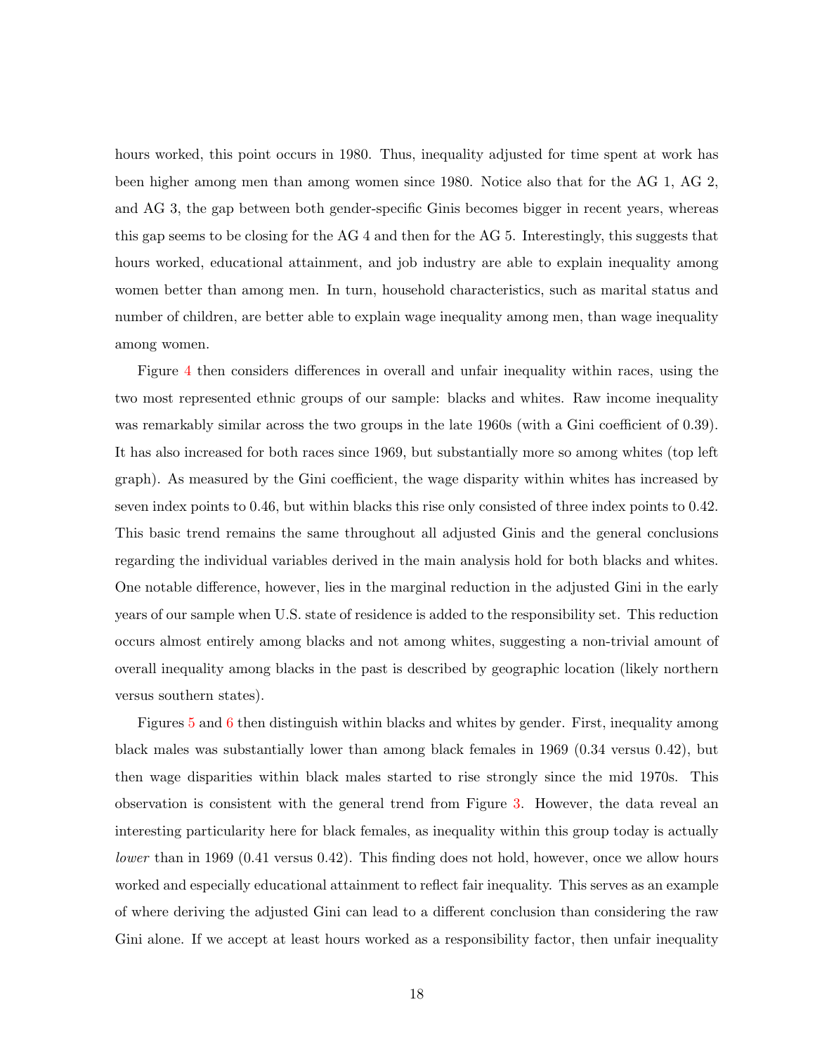hours worked, this point occurs in 1980. Thus, inequality adjusted for time spent at work has been higher among men than among women since 1980. Notice also that for the AG 1, AG 2, and AG 3, the gap between both gender-specific Ginis becomes bigger in recent years, whereas this gap seems to be closing for the AG 4 and then for the AG 5. Interestingly, this suggests that hours worked, educational attainment, and job industry are able to explain inequality among women better than among men. In turn, household characteristics, such as marital status and number of children, are better able to explain wage inequality among men, than wage inequality among women.

Figure 4 then considers differences in overall and unfair inequality within races, using the two most represented ethnic groups of our sample: blacks and whites. Raw income inequality was remarkably similar across the two groups in the late 1960s (with a Gini coefficient of 0.39). It has also increased for both races since 1969, but substantially more so among whites (top left graph). As measured by the Gini coefficient, the wage disparity within whites has increased by seven index points to 0.46, but within blacks this rise only consisted of three index points to 0.42. This basic trend remains the same throughout all adjusted Ginis and the general conclusions regarding the individual variables derived in the main analysis hold for both blacks and whites. One notable difference, however, lies in the marginal reduction in the adjusted Gini in the early years of our sample when U.S. state of residence is added to the responsibility set. This reduction occurs almost entirely among blacks and not among whites, suggesting a non-trivial amount of overall inequality among blacks in the past is described by geographic location (likely northern versus southern states).

Figures 5 and 6 then distinguish within blacks and whites by gender. First, inequality among black males was substantially lower than among black females in 1969 (0.34 versus 0.42), but then wage disparities within black males started to rise strongly since the mid 1970s. This observation is consistent with the general trend from Figure 3. However, the data reveal an interesting particularity here for black females, as inequality within this group today is actually *lower* than in 1969 (0.41 versus 0.42). This finding does not hold, however, once we allow hours worked and especially educational attainment to reflect fair inequality. This serves as an example of where deriving the adjusted Gini can lead to a different conclusion than considering the raw Gini alone. If we accept at least hours worked as a responsibility factor, then unfair inequality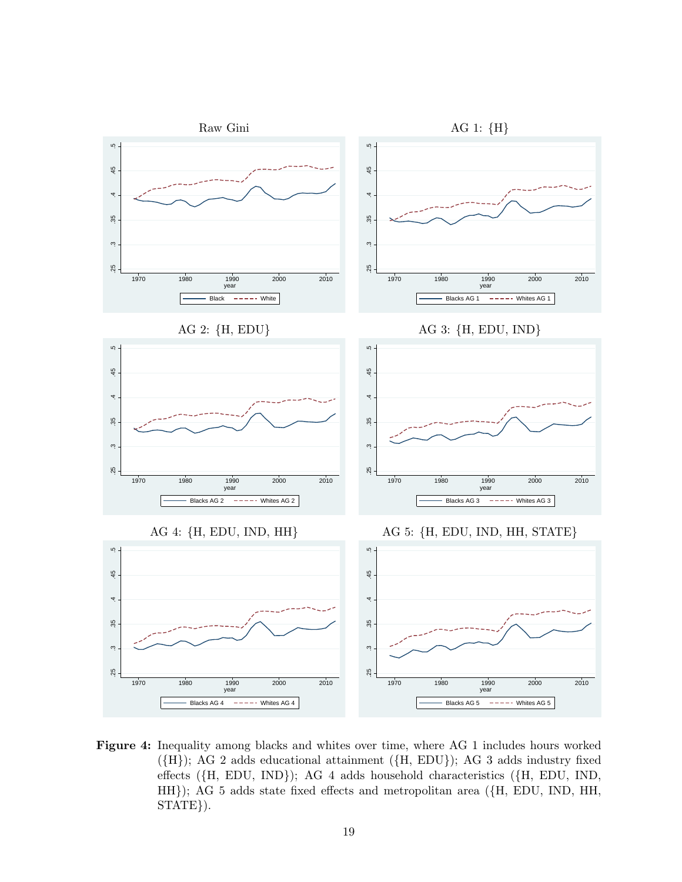**Figure 4:** Inequality among blacks and whites over time, where AG 1 includes hours worked ({H}); AG 2 adds educational attainment ({H, EDU}); AG 3 adds industry fixed effects ({H, EDU, IND}); AG 4 adds household characteristics ({H, EDU, IND, HH}); AG 5 adds state fixed effects and metropolitan area ({H, EDU, IND, HH, STATE}).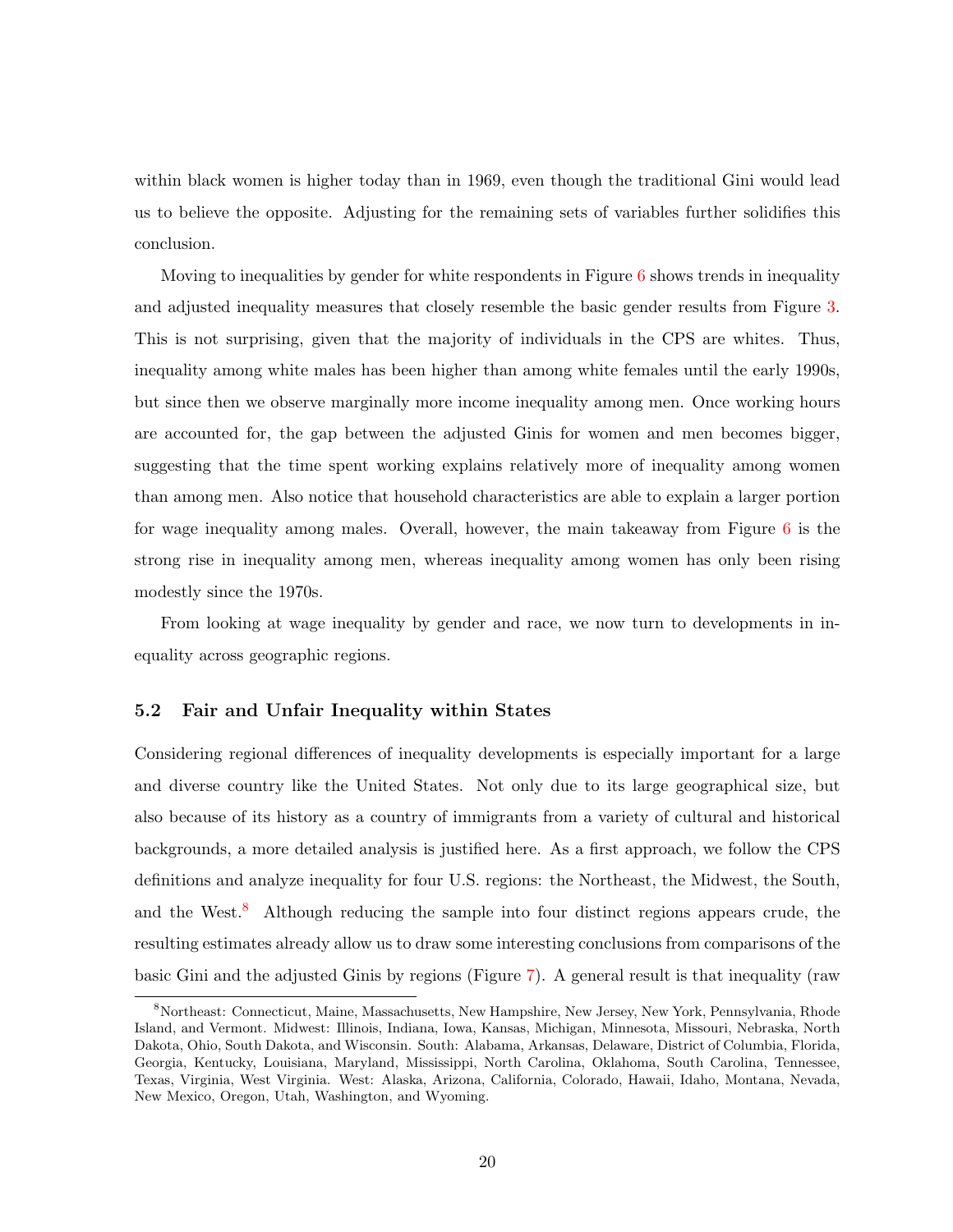within black women is higher today than in 1969, even though the traditional Gini would lead us to believe the opposite. Adjusting for the remaining sets of variables further solidifies this conclusion.

Moving to inequalities by gender for white respondents in Figure 6 shows trends in inequality and adjusted inequality measures that closely resemble the basic gender results from Figure 3. This is not surprising, given that the majority of individuals in the CPS are whites. Thus, inequality among white males has been higher than among white females until the early 1990s, but since then we observe marginally more income inequality among men. Once working hours are accounted for, the gap between the adjusted Ginis for women and men becomes bigger, suggesting that the time spent working explains relatively more of inequality among women than among men. Also notice that household characteristics are able to explain a larger portion for wage inequality among males. Overall, however, the main takeaway from Figure 6 is the strong rise in inequality among men, whereas inequality among women has only been rising modestly since the 1970s.

From looking at wage inequality by gender and race, we now turn to developments in inequality across geographic regions.

### 5.2 Fair and Unfair Inequality within States

Considering regional differences of inequality developments is especially important for a large and diverse country like the United States. Not only due to its large geographical size, but also because of its history as a country of immigrants from a variety of cultural and historical backgrounds, a more detailed analysis is justified here. As a first approach, we follow the CPS definitions and analyze inequality for four U.S. regions: the Northeast, the Midwest, the South, and the West.[8] Although reducing the sample into four distinct regions appears crude, the resulting estimates already allow us to draw some interesting conclusions from comparisons of the basic Gini and the adjusted Ginis by regions (Figure 7). A general result is that inequality (raw

[8] Northeast: Connecticut, Maine, Massachusetts, New Hampshire, New Jersey, New York, Pennsylvania, Rhode Island, and Vermont. Midwest: Illinois, Indiana, Iowa, Kansas, Michigan, Minnesota, Missouri, Nebraska, North Dakota, Ohio, South Dakota, and Wisconsin. South: Alabama, Arkansas, Delaware, District of Columbia, Florida, Georgia, Kentucky, Louisiana, Maryland, Mississippi, North Carolina, Oklahoma, South Carolina, Tennessee, Texas, Virginia, West Virginia. West: Alaska, Arizona, California, Colorado, Hawaii, Idaho, Montana, Nevada, New Mexico, Oregon, Utah, Washington, and Wyoming.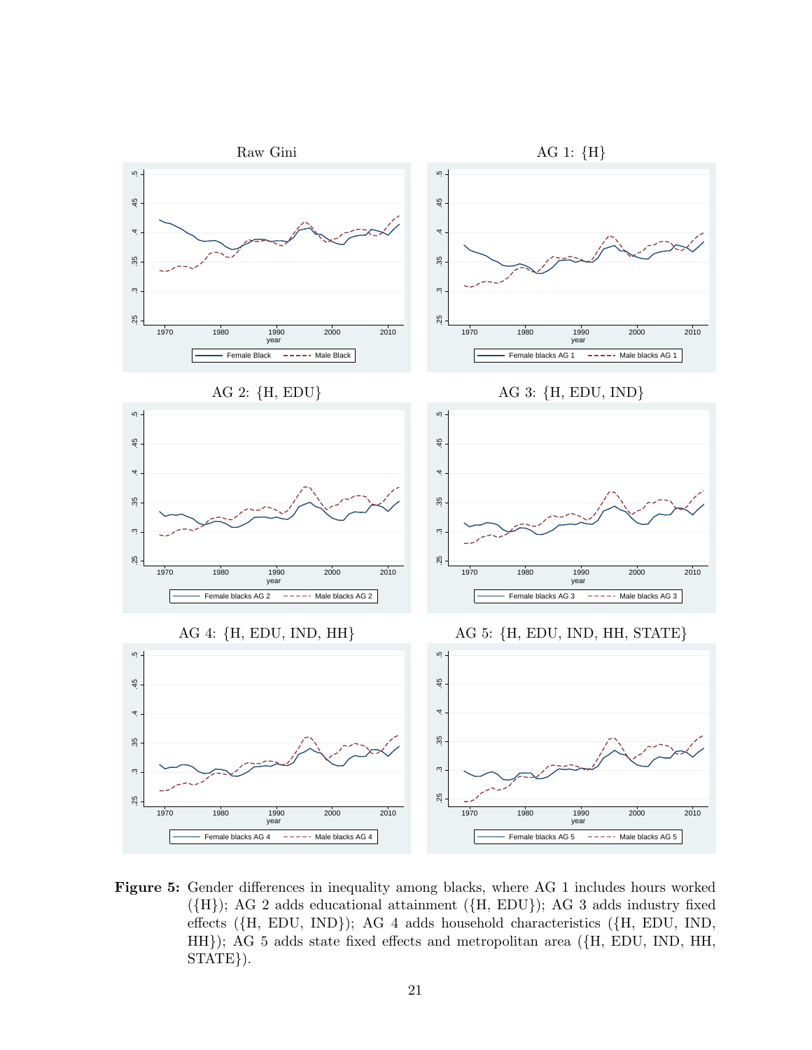Raw Gini

AG 1: {H}

AG 2: {H, EDU}

AG 3: {H, EDU, IND}

AG 4: {H, EDU, IND, HH}

AG 5: {H, EDU, IND, HH, STATE}

**Figure 5:** Gender differences in inequality among blacks, where AG 1 includes hours worked ({H}); AG 2 adds educational attainment ({H, EDU}); AG 3 adds industry fixed effects ({H, EDU, IND}); AG 4 adds household characteristics ({H, EDU, IND, HH}); AG 5 adds state fixed effects and metropolitan area ({H, EDU, IND, HH, STATE}).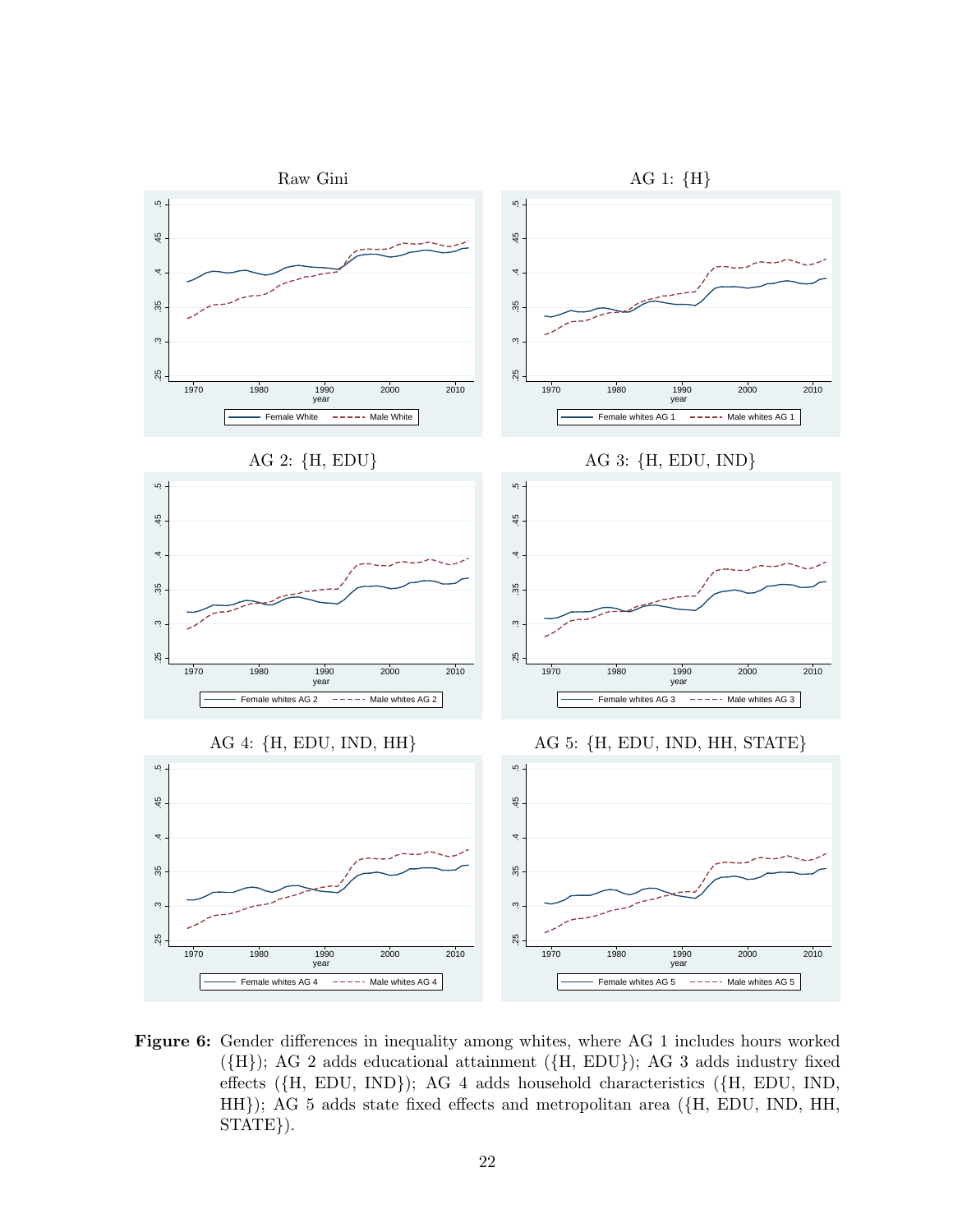**Figure 6:** Gender differences in inequality among whites, where AG 1 includes hours worked ({H}); AG 2 adds educational attainment ({H, EDU}); AG 3 adds industry fixed effects ({H, EDU, IND}); AG 4 adds household characteristics ({H, EDU, IND, HH}); AG 5 adds state fixed effects and metropolitan area ({H, EDU, IND, HH, STATE}).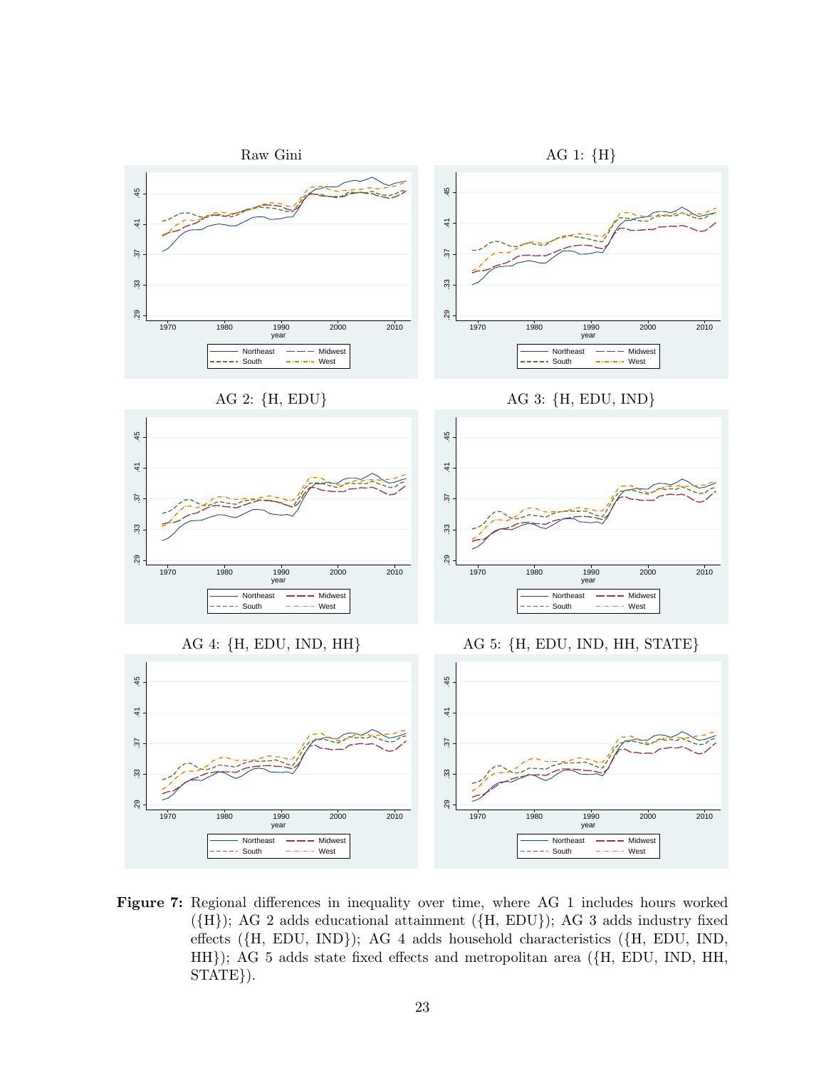**Figure 7:** Regional differences in inequality over time, where AG 1 includes hours worked ({H}); AG 2 adds educational attainment ({H, EDU}); AG 3 adds industry fixed effects ({H, EDU, IND}); AG 4 adds household characteristics ({H, EDU, IND, HH}); AG 5 adds state fixed effects and metropolitan area ({H, EDU, IND, HH, STATE}).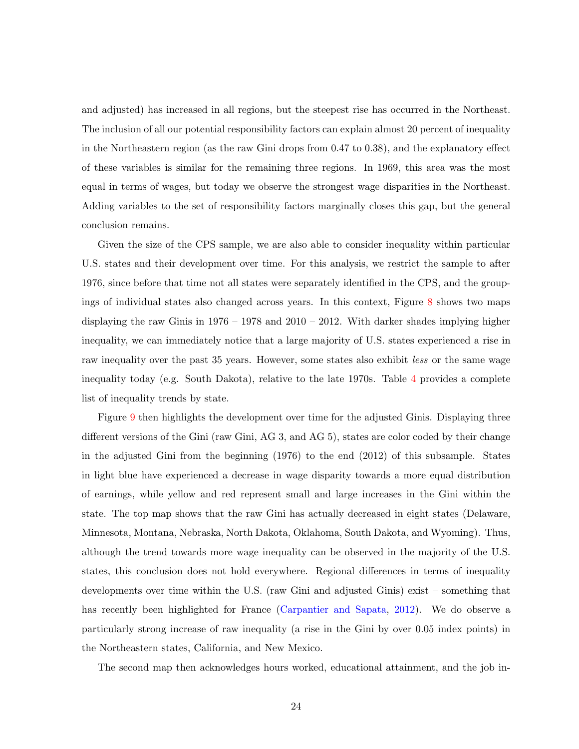and adjusted) has increased in all regions, but the steepest rise has occurred in the Northeast. The inclusion of all our potential responsibility factors can explain almost 20 percent of inequality in the Northeastern region (as the raw Gini drops from 0.47 to 0.38), and the explanatory effect of these variables is similar for the remaining three regions. In 1969, this area was the most equal in terms of wages, but today we observe the strongest wage disparities in the Northeast. Adding variables to the set of responsibility factors marginally closes this gap, but the general conclusion remains.

Given the size of the CPS sample, we are also able to consider inequality within particular U.S. states and their development over time. For this analysis, we restrict the sample to after 1976, since before that time not all states were separately identified in the CPS, and the groupings of individual states also changed across years. In this context, Figure 8 shows two maps displaying the raw Ginis in 1976 – 1978 and 2010 – 2012. With darker shades implying higher inequality, we can immediately notice that a large majority of U.S. states experienced a rise in raw inequality over the past 35 years. However, some states also exhibit *less* or the same wage inequality today (e.g. South Dakota), relative to the late 1970s. Table 4 provides a complete list of inequality trends by state.

Figure 9 then highlights the development over time for the adjusted Ginis. Displaying three different versions of the Gini (raw Gini, AG 3, and AG 5), states are color coded by their change in the adjusted Gini from the beginning (1976) to the end (2012) of this subsample. States in light blue have experienced a decrease in wage disparity towards a more equal distribution of earnings, while yellow and red represent small and large increases in the Gini within the state. The top map shows that the raw Gini has actually decreased in eight states (Delaware, Minnesota, Montana, Nebraska, North Dakota, Oklahoma, South Dakota, and Wyoming). Thus, although the trend towards more wage inequality can be observed in the majority of the U.S. states, this conclusion does not hold everywhere. Regional differences in terms of inequality developments over time within the U.S. (raw Gini and adjusted Ginis) exist – something that has recently been highlighted for France (Carpantier and Sapata, 2012). We do observe a particularly strong increase of raw inequality (a rise in the Gini by over 0.05 index points) in the Northeastern states, California, and New Mexico.

The second map then acknowledges hours worked, educational attainment, and the job in-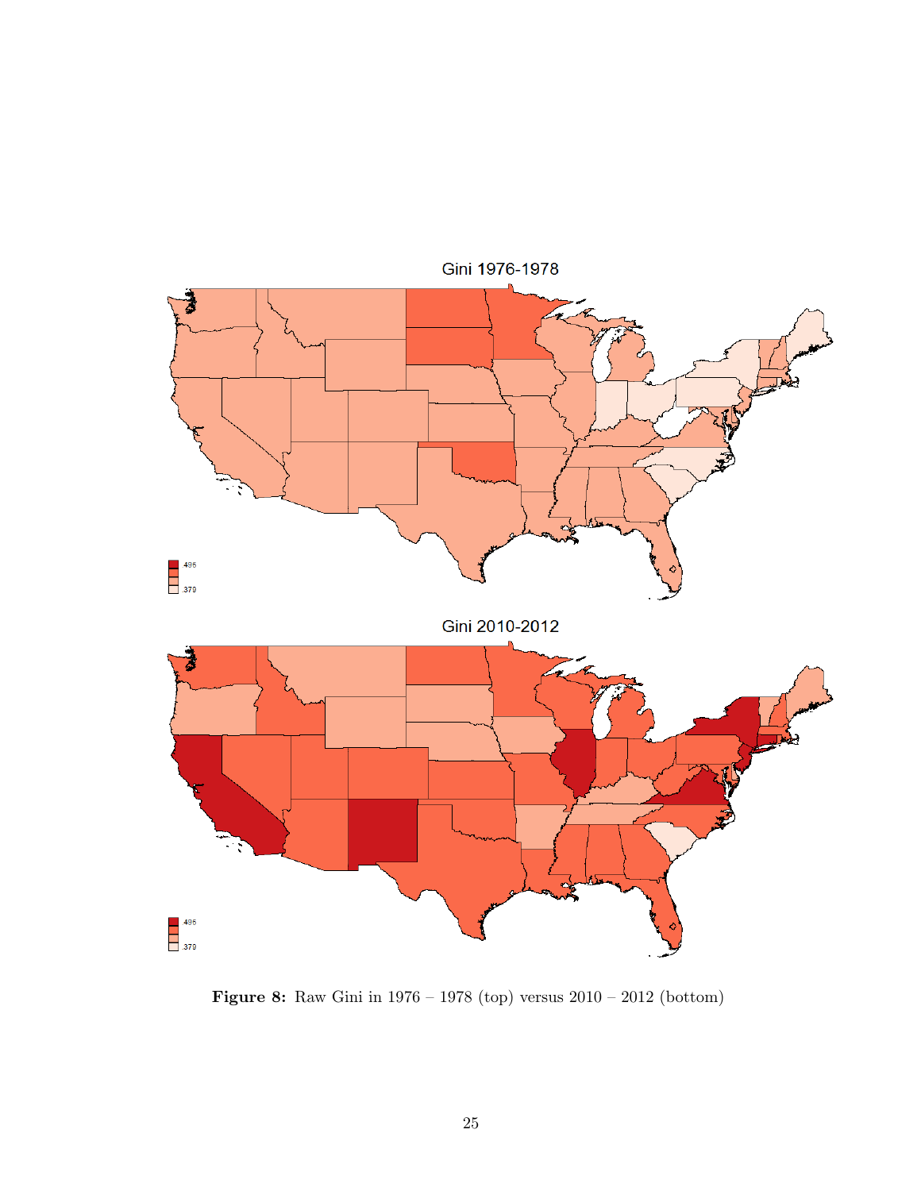Gini 1976-1978

Gini 2010-2012

**Figure 8:** Raw Gini in 1976 – 1978 (top) versus 2010 – 2012 (bottom)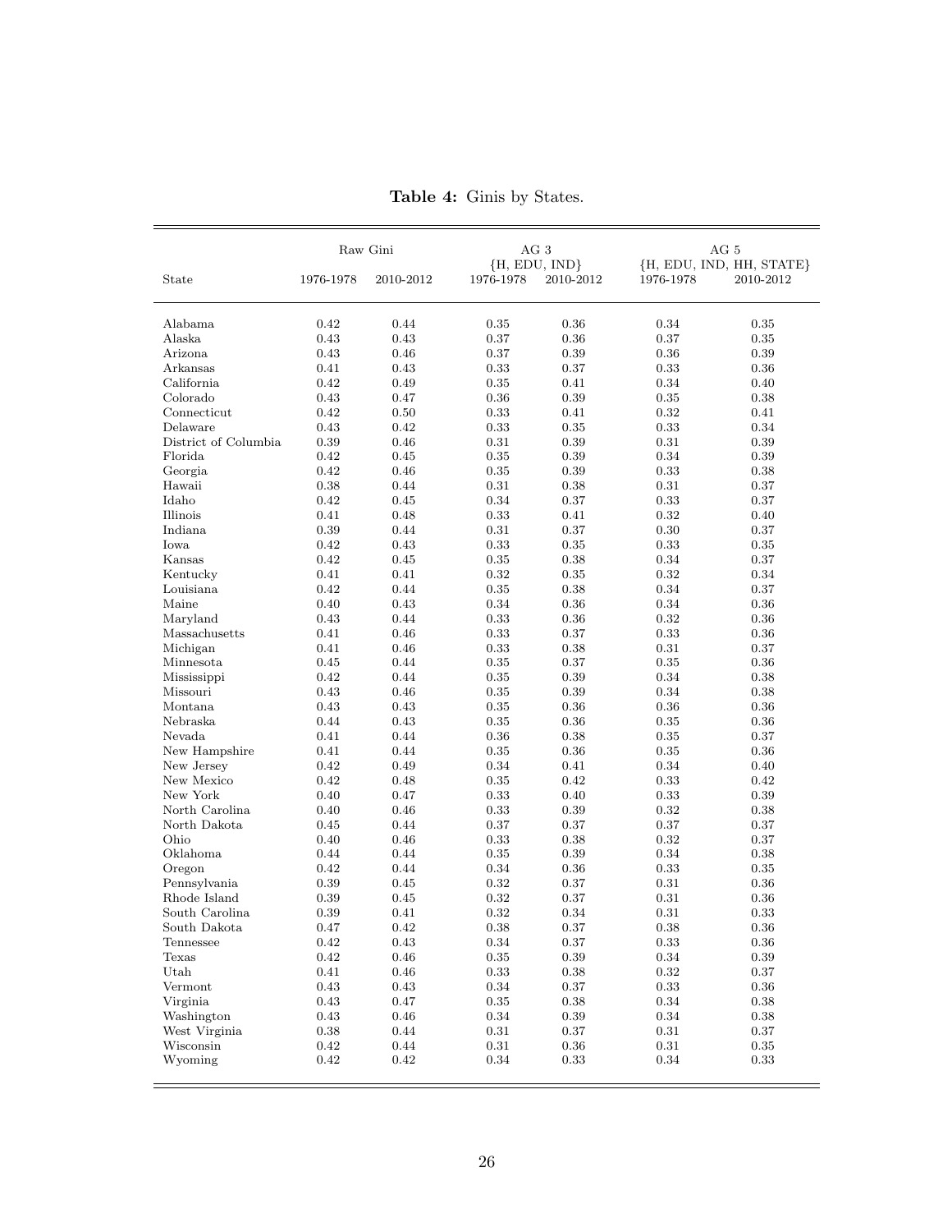**Table 4:** Ginis by States.

| State | Raw Gini | | AG 3 {H, EDU, IND} | | AG 5 {H, EDU, IND, HH, STATE} | |
|---|---|---|---|---|---|---|
| | 1976-1978 | 2010-2012 | 1976-1978 | 2010-2012 | 1976-1978 | 2010-2012 |
| Alabama | 0.42 | 0.44 | 0.35 | 0.36 | 0.34 | 0.35 |
| Alaska | 0.43 | 0.43 | 0.37 | 0.36 | 0.37 | 0.35 |
| Arizona | 0.43 | 0.46 | 0.37 | 0.39 | 0.36 | 0.39 |
| Arkansas | 0.41 | 0.43 | 0.33 | 0.37 | 0.33 | 0.36 |
| California | 0.42 | 0.49 | 0.35 | 0.41 | 0.34 | 0.40 |
| Colorado | 0.43 | 0.47 | 0.36 | 0.39 | 0.35 | 0.38 |
| Connecticut | 0.42 | 0.50 | 0.33 | 0.41 | 0.32 | 0.41 |
| Delaware | 0.43 | 0.42 | 0.33 | 0.35 | 0.33 | 0.34 |
| District of Columbia | 0.39 | 0.46 | 0.31 | 0.39 | 0.31 | 0.39 |
| Florida | 0.42 | 0.45 | 0.35 | 0.39 | 0.34 | 0.39 |
| Georgia | 0.42 | 0.46 | 0.35 | 0.39 | 0.33 | 0.38 |
| Hawaii | 0.38 | 0.44 | 0.31 | 0.38 | 0.31 | 0.37 |
| Idaho | 0.42 | 0.45 | 0.34 | 0.37 | 0.33 | 0.37 |
| Illinois | 0.41 | 0.48 | 0.33 | 0.41 | 0.32 | 0.40 |
| Indiana | 0.39 | 0.44 | 0.31 | 0.37 | 0.30 | 0.37 |
| Iowa | 0.42 | 0.43 | 0.33 | 0.35 | 0.33 | 0.35 |
| Kansas | 0.42 | 0.45 | 0.35 | 0.38 | 0.34 | 0.37 |
| Kentucky | 0.41 | 0.41 | 0.32 | 0.35 | 0.32 | 0.34 |
| Louisiana | 0.42 | 0.44 | 0.35 | 0.38 | 0.34 | 0.37 |
| Maine | 0.40 | 0.43 | 0.34 | 0.36 | 0.34 | 0.36 |
| Maryland | 0.43 | 0.44 | 0.33 | 0.36 | 0.32 | 0.36 |
| Massachusetts | 0.41 | 0.46 | 0.33 | 0.37 | 0.33 | 0.36 |
| Michigan | 0.41 | 0.46 | 0.33 | 0.38 | 0.31 | 0.37 |
| Minnesota | 0.45 | 0.44 | 0.35 | 0.37 | 0.35 | 0.36 |
| Mississippi | 0.42 | 0.44 | 0.35 | 0.39 | 0.34 | 0.38 |
| Missouri | 0.43 | 0.46 | 0.35 | 0.39 | 0.34 | 0.38 |
| Montana | 0.43 | 0.43 | 0.35 | 0.36 | 0.36 | 0.36 |
| Nebraska | 0.44 | 0.43 | 0.35 | 0.36 | 0.35 | 0.36 |
| Nevada | 0.41 | 0.44 | 0.36 | 0.38 | 0.35 | 0.37 |
| New Hampshire | 0.41 | 0.44 | 0.35 | 0.36 | 0.35 | 0.36 |
| New Jersey | 0.42 | 0.49 | 0.34 | 0.41 | 0.34 | 0.40 |
| New Mexico | 0.42 | 0.48 | 0.35 | 0.42 | 0.33 | 0.42 |
| New York | 0.40 | 0.47 | 0.33 | 0.40 | 0.33 | 0.39 |
| North Carolina | 0.40 | 0.46 | 0.33 | 0.39 | 0.32 | 0.38 |
| North Dakota | 0.45 | 0.44 | 0.37 | 0.37 | 0.37 | 0.37 |
| Ohio | 0.40 | 0.46 | 0.33 | 0.38 | 0.32 | 0.37 |
| Oklahoma | 0.44 | 0.44 | 0.35 | 0.39 | 0.34 | 0.38 |
| Oregon | 0.42 | 0.44 | 0.34 | 0.36 | 0.33 | 0.35 |
| Pennsylvania | 0.39 | 0.45 | 0.32 | 0.37 | 0.31 | 0.36 |
| Rhode Island | 0.39 | 0.45 | 0.32 | 0.37 | 0.31 | 0.36 |
| South Carolina | 0.39 | 0.41 | 0.32 | 0.34 | 0.31 | 0.33 |
| South Dakota | 0.47 | 0.42 | 0.38 | 0.37 | 0.38 | 0.36 |
| Tennessee | 0.42 | 0.43 | 0.34 | 0.37 | 0.33 | 0.36 |
| Texas | 0.42 | 0.46 | 0.35 | 0.39 | 0.34 | 0.39 |
| Utah | 0.41 | 0.46 | 0.33 | 0.38 | 0.32 | 0.37 |
| Vermont | 0.43 | 0.43 | 0.34 | 0.37 | 0.33 | 0.36 |
| Virginia | 0.43 | 0.47 | 0.35 | 0.38 | 0.34 | 0.38 |
| Washington | 0.43 | 0.46 | 0.34 | 0.39 | 0.34 | 0.38 |
| West Virginia | 0.38 | 0.44 | 0.31 | 0.37 | 0.31 | 0.37 |
| Wisconsin | 0.42 | 0.44 | 0.31 | 0.36 | 0.31 | 0.35 |
| Wyoming | 0.42 | 0.42 | 0.34 | 0.33 | 0.34 | 0.33 |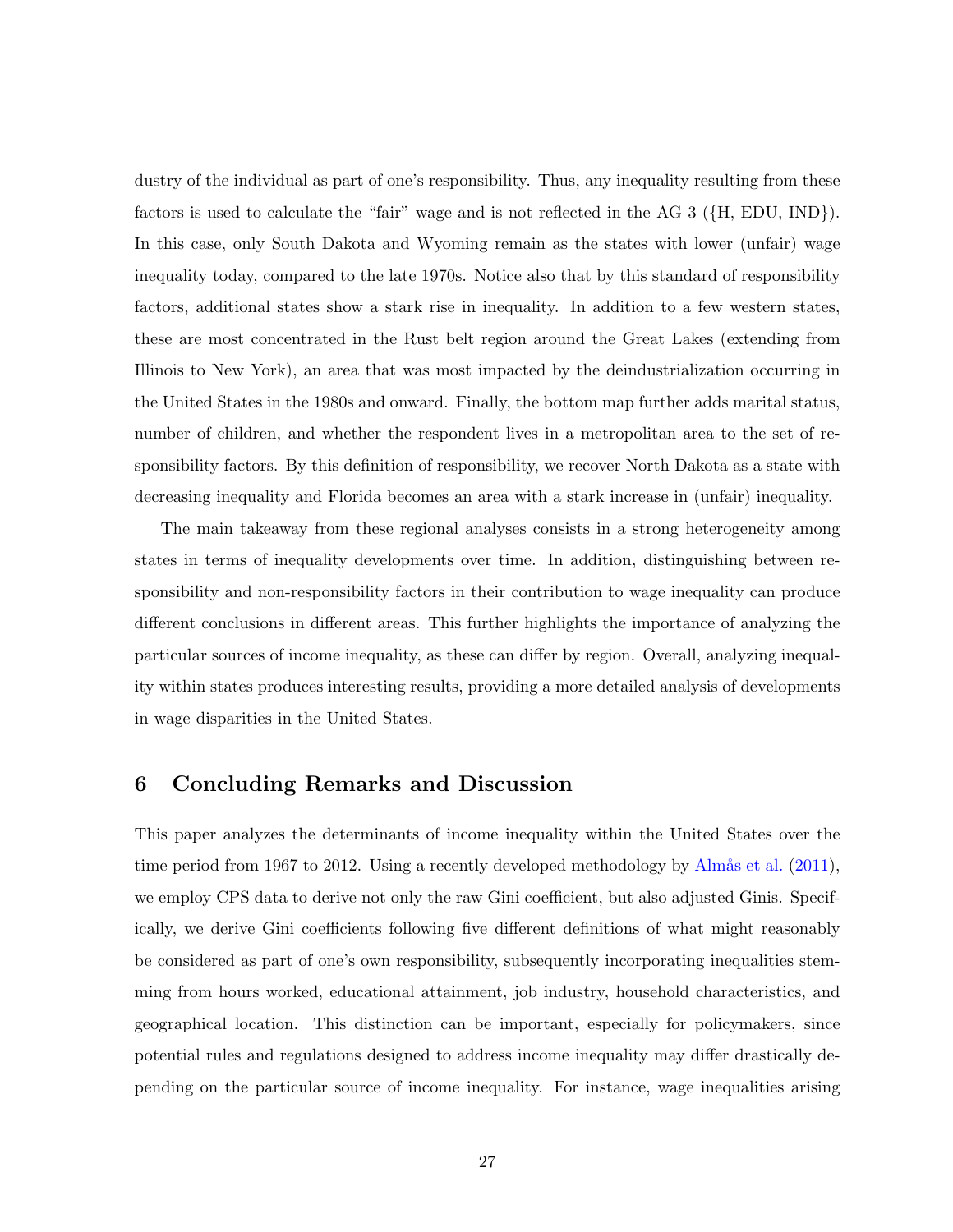dustry of the individual as part of one's responsibility. Thus, any inequality resulting from these factors is used to calculate the "fair" wage and is not reflected in the AG 3 ({H, EDU, IND}). In this case, only South Dakota and Wyoming remain as the states with lower (unfair) wage inequality today, compared to the late 1970s. Notice also that by this standard of responsibility factors, additional states show a stark rise in inequality. In addition to a few western states, these are most concentrated in the Rust belt region around the Great Lakes (extending from Illinois to New York), an area that was most impacted by the deindustrialization occurring in the United States in the 1980s and onward. Finally, the bottom map further adds marital status, number of children, and whether the respondent lives in a metropolitan area to the set of responsibility factors. By this definition of responsibility, we recover North Dakota as a state with decreasing inequality and Florida becomes an area with a stark increase in (unfair) inequality.

The main takeaway from these regional analyses consists in a strong heterogeneity among states in terms of inequality developments over time. In addition, distinguishing between responsibility and non-responsibility factors in their contribution to wage inequality can produce different conclusions in different areas. This further highlights the importance of analyzing the particular sources of income inequality, as these can differ by region. Overall, analyzing inequality within states produces interesting results, providing a more detailed analysis of developments in wage disparities in the United States.

## 6 Concluding Remarks and Discussion

This paper analyzes the determinants of income inequality within the United States over the time period from 1967 to 2012. Using a recently developed methodology by Almås et al. (2011), we employ CPS data to derive not only the raw Gini coefficient, but also adjusted Ginis. Specifically, we derive Gini coefficients following five different definitions of what might reasonably be considered as part of one's own responsibility, subsequently incorporating inequalities stemming from hours worked, educational attainment, job industry, household characteristics, and geographical location. This distinction can be important, especially for policymakers, since potential rules and regulations designed to address income inequality may differ drastically depending on the particular source of income inequality. For instance, wage inequalities arising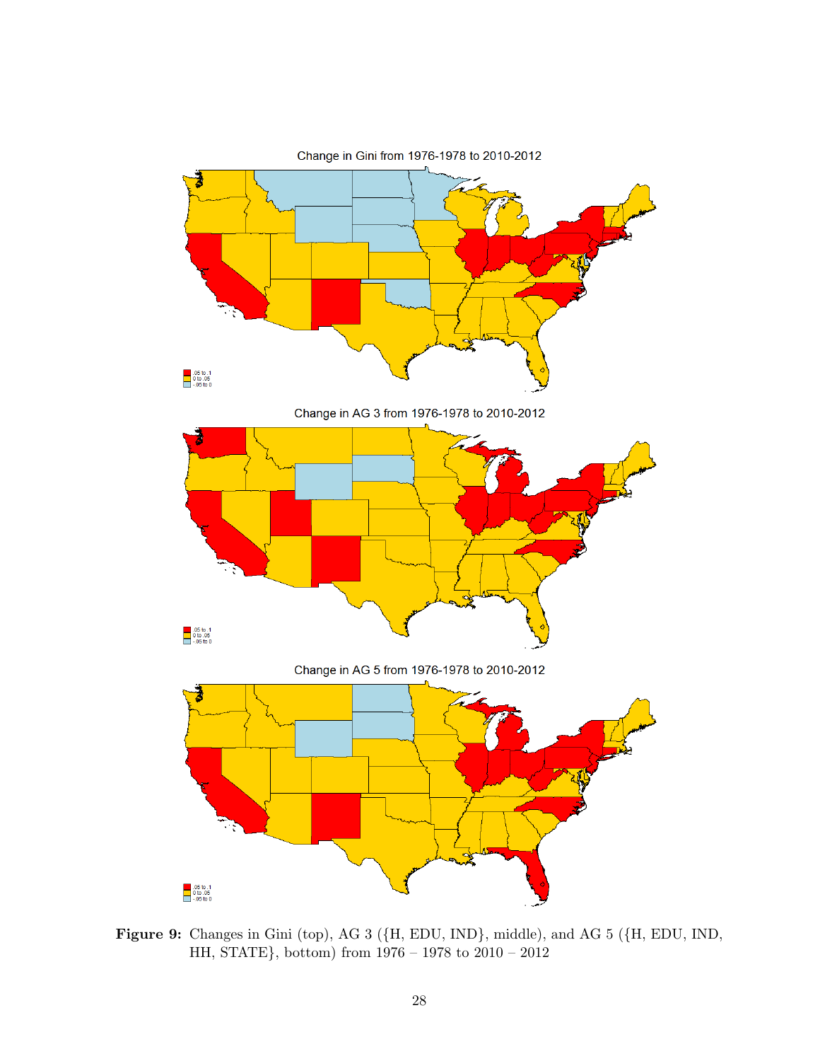Change in Gini from 1976-1978 to 2010-2012

.05 to .1
0 to .05
-.05 to 0

Change in AG 3 from 1976-1978 to 2010-2012

.05 to .1
0 to .05
-.05 to 0

Change in AG 5 from 1976-1978 to 2010-2012

.05 to .1
0 to .05
-.05 to 0

**Figure 9:** Changes in Gini (top), AG 3 ({H, EDU, IND}, middle), and AG 5 ({H, EDU, IND, HH, STATE}, bottom) from 1976 – 1978 to 2010 – 2012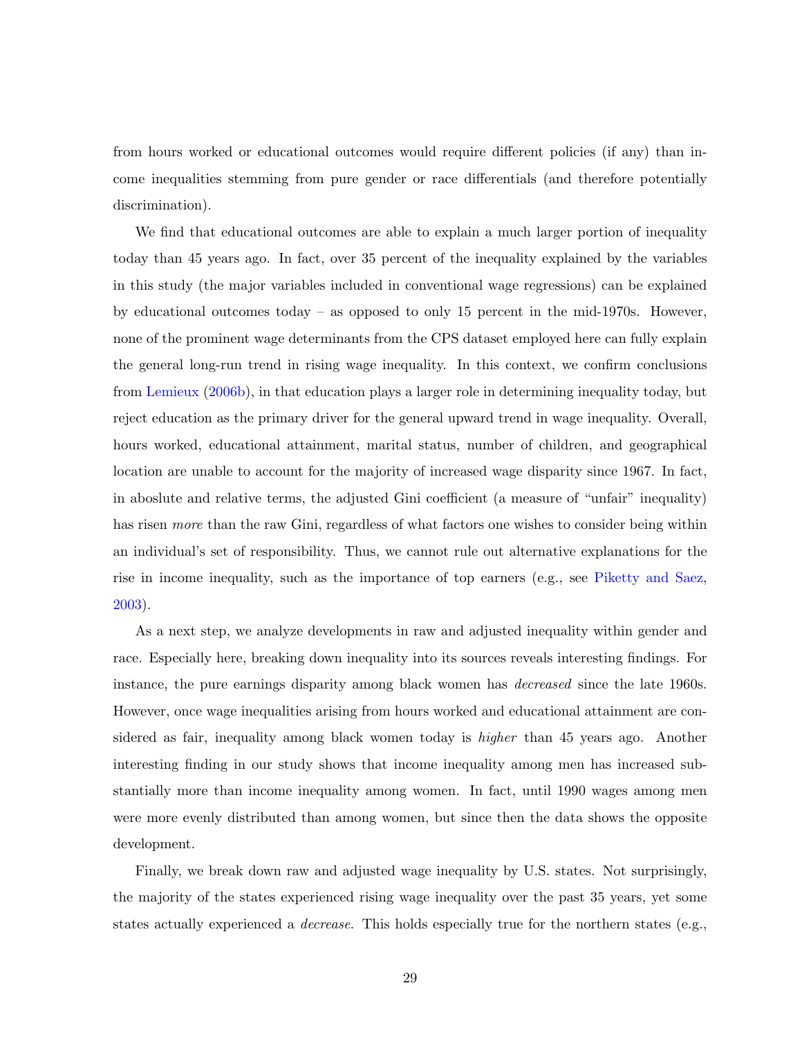from hours worked or educational outcomes would require different policies (if any) than income inequalities stemming from pure gender or race differentials (and therefore potentially discrimination).

We find that educational outcomes are able to explain a much larger portion of inequality today than 45 years ago. In fact, over 35 percent of the inequality explained by the variables in this study (the major variables included in conventional wage regressions) can be explained by educational outcomes today – as opposed to only 15 percent in the mid-1970s. However, none of the prominent wage determinants from the CPS dataset employed here can fully explain the general long-run trend in rising wage inequality. In this context, we confirm conclusions from Lemieux (2006b), in that education plays a larger role in determining inequality today, but reject education as the primary driver for the general upward trend in wage inequality. Overall, hours worked, educational attainment, marital status, number of children, and geographical location are unable to account for the majority of increased wage disparity since 1967. In fact, in aboslute and relative terms, the adjusted Gini coefficient (a measure of "unfair" inequality) has risen *more* than the raw Gini, regardless of what factors one wishes to consider being within an individual's set of responsibility. Thus, we cannot rule out alternative explanations for the rise in income inequality, such as the importance of top earners (e.g., see Piketty and Saez, 2003).

As a next step, we analyze developments in raw and adjusted inequality within gender and race. Especially here, breaking down inequality into its sources reveals interesting findings. For instance, the pure earnings disparity among black women has *decreased* since the late 1960s. However, once wage inequalities arising from hours worked and educational attainment are considered as fair, inequality among black women today is *higher* than 45 years ago. Another interesting finding in our study shows that income inequality among men has increased substantially more than income inequality among women. In fact, until 1990 wages among men were more evenly distributed than among women, but since then the data shows the opposite development.

Finally, we break down raw and adjusted wage inequality by U.S. states. Not surprisingly, the majority of the states experienced rising wage inequality over the past 35 years, yet some states actually experienced a *decrease*. This holds especially true for the northern states (e.g.,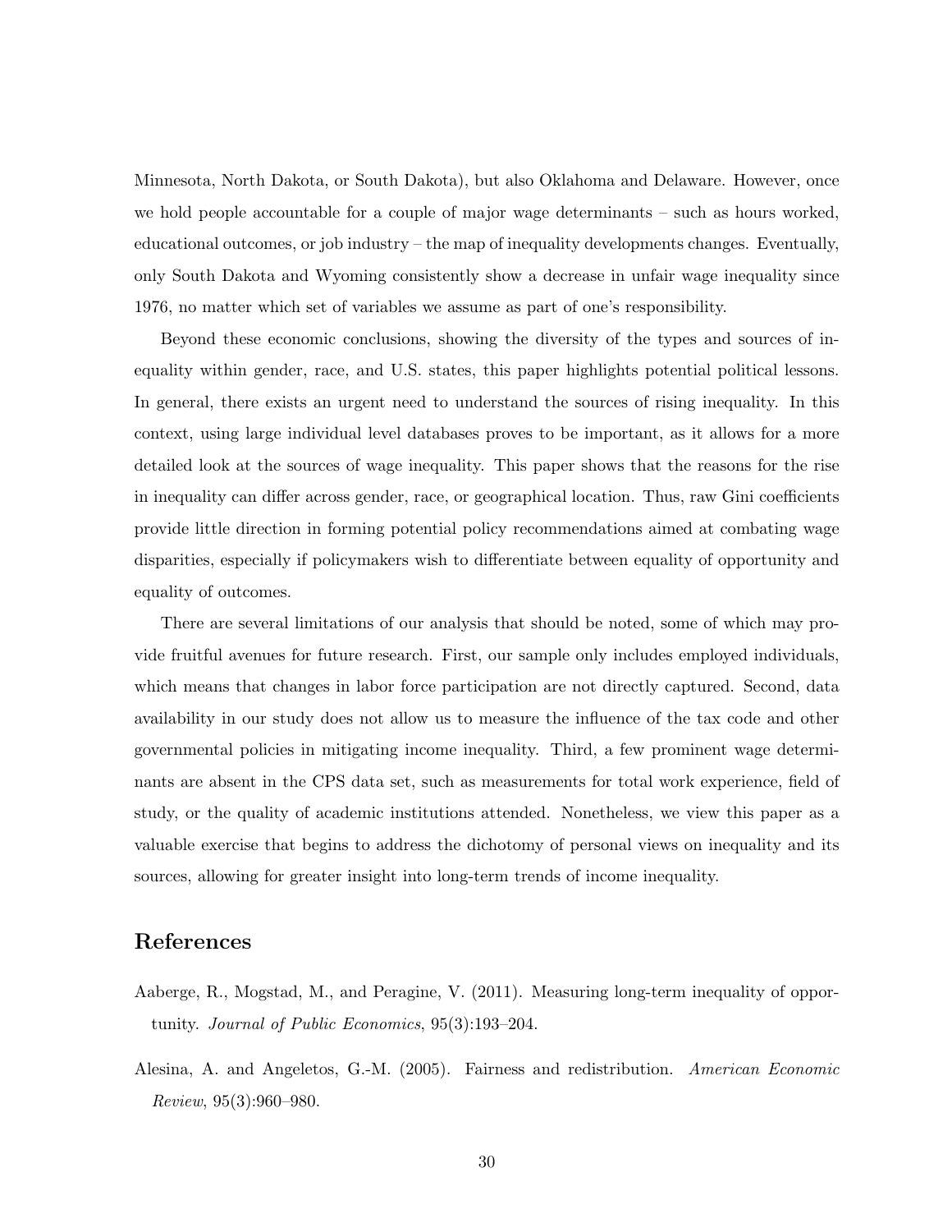Minnesota, North Dakota, or South Dakota), but also Oklahoma and Delaware. However, once we hold people accountable for a couple of major wage determinants – such as hours worked, educational outcomes, or job industry – the map of inequality developments changes. Eventually, only South Dakota and Wyoming consistently show a decrease in unfair wage inequality since 1976, no matter which set of variables we assume as part of one's responsibility.

Beyond these economic conclusions, showing the diversity of the types and sources of inequality within gender, race, and U.S. states, this paper highlights potential political lessons. In general, there exists an urgent need to understand the sources of rising inequality. In this context, using large individual level databases proves to be important, as it allows for a more detailed look at the sources of wage inequality. This paper shows that the reasons for the rise in inequality can differ across gender, race, or geographical location. Thus, raw Gini coefficients provide little direction in forming potential policy recommendations aimed at combating wage disparities, especially if policymakers wish to differentiate between equality of opportunity and equality of outcomes.

There are several limitations of our analysis that should be noted, some of which may provide fruitful avenues for future research. First, our sample only includes employed individuals, which means that changes in labor force participation are not directly captured. Second, data availability in our study does not allow us to measure the influence of the tax code and other governmental policies in mitigating income inequality. Third, a few prominent wage determinants are absent in the CPS data set, such as measurements for total work experience, field of study, or the quality of academic institutions attended. Nonetheless, we view this paper as a valuable exercise that begins to address the dichotomy of personal views on inequality and its sources, allowing for greater insight into long-term trends of income inequality.

## References

Aaberge, R., Mogstad, M., and Peragine, V. (2011). Measuring long-term inequality of opportunity. *Journal of Public Economics*, 95(3):193–204.

Alesina, A. and Angeletos, G.-M. (2005). Fairness and redistribution. *American Economic Review*, 95(3):960–980.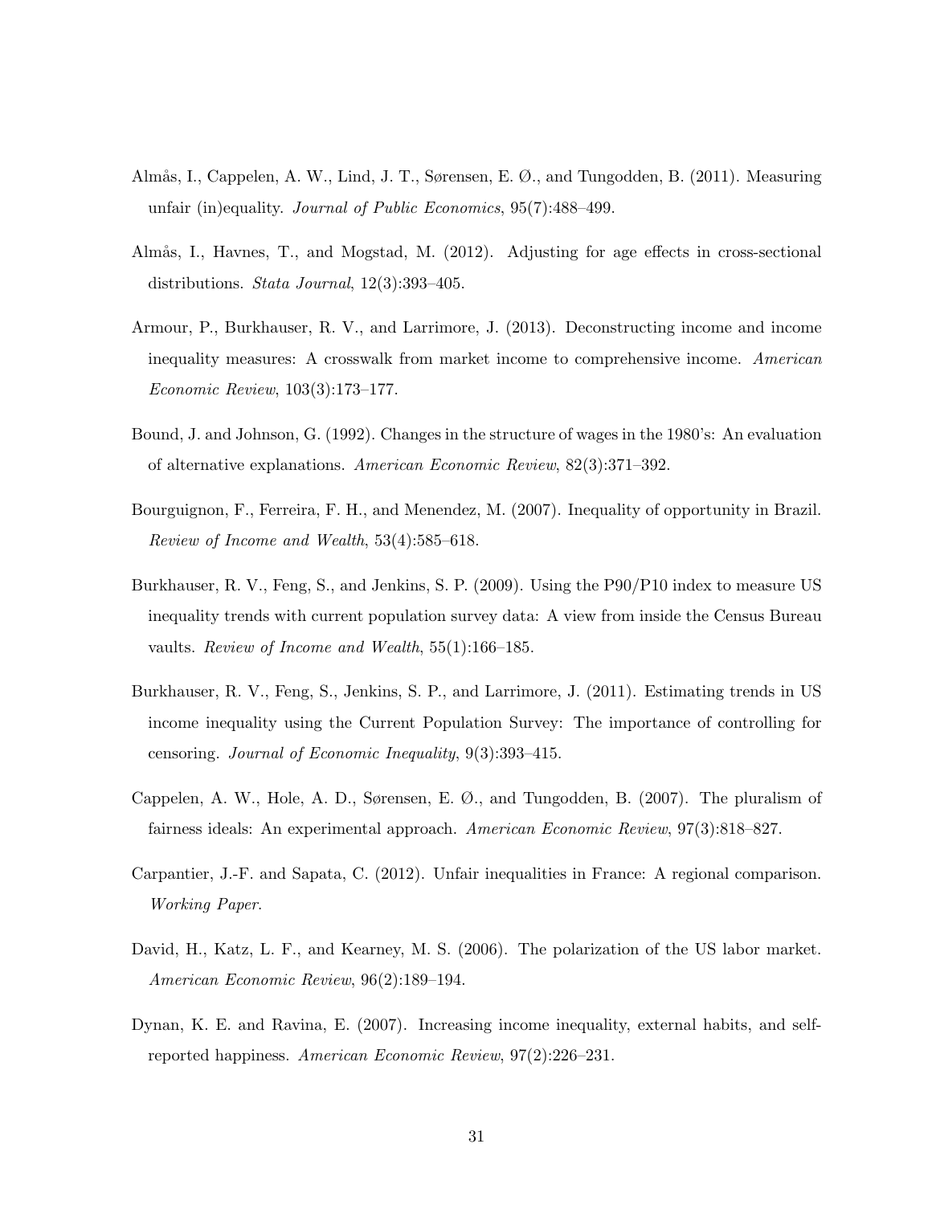Almås, I., Cappelen, A. W., Lind, J. T., Sørensen, E. Ø., and Tungodden, B. (2011). Measuring unfair (in)equality. *Journal of Public Economics*, 95(7):488–499.

Almås, I., Havnes, T., and Mogstad, M. (2012). Adjusting for age effects in cross-sectional distributions. *Stata Journal*, 12(3):393–405.

Armour, P., Burkhauser, R. V., and Larrimore, J. (2013). Deconstructing income and income inequality measures: A crosswalk from market income to comprehensive income. *American Economic Review*, 103(3):173–177.

Bound, J. and Johnson, G. (1992). Changes in the structure of wages in the 1980's: An evaluation of alternative explanations. *American Economic Review*, 82(3):371–392.

Bourguignon, F., Ferreira, F. H., and Menendez, M. (2007). Inequality of opportunity in Brazil. *Review of Income and Wealth*, 53(4):585–618.

Burkhauser, R. V., Feng, S., and Jenkins, S. P. (2009). Using the P90/P10 index to measure US inequality trends with current population survey data: A view from inside the Census Bureau vaults. *Review of Income and Wealth*, 55(1):166–185.

Burkhauser, R. V., Feng, S., Jenkins, S. P., and Larrimore, J. (2011). Estimating trends in US income inequality using the Current Population Survey: The importance of controlling for censoring. *Journal of Economic Inequality*, 9(3):393–415.

Cappelen, A. W., Hole, A. D., Sørensen, E. Ø., and Tungodden, B. (2007). The pluralism of fairness ideals: An experimental approach. *American Economic Review*, 97(3):818–827.

Carpantier, J.-F. and Sapata, C. (2012). Unfair inequalities in France: A regional comparison. *Working Paper*.

David, H., Katz, L. F., and Kearney, M. S. (2006). The polarization of the US labor market. *American Economic Review*, 96(2):189–194.

Dynan, K. E. and Ravina, E. (2007). Increasing income inequality, external habits, and self-reported happiness. *American Economic Review*, 97(2):226–231.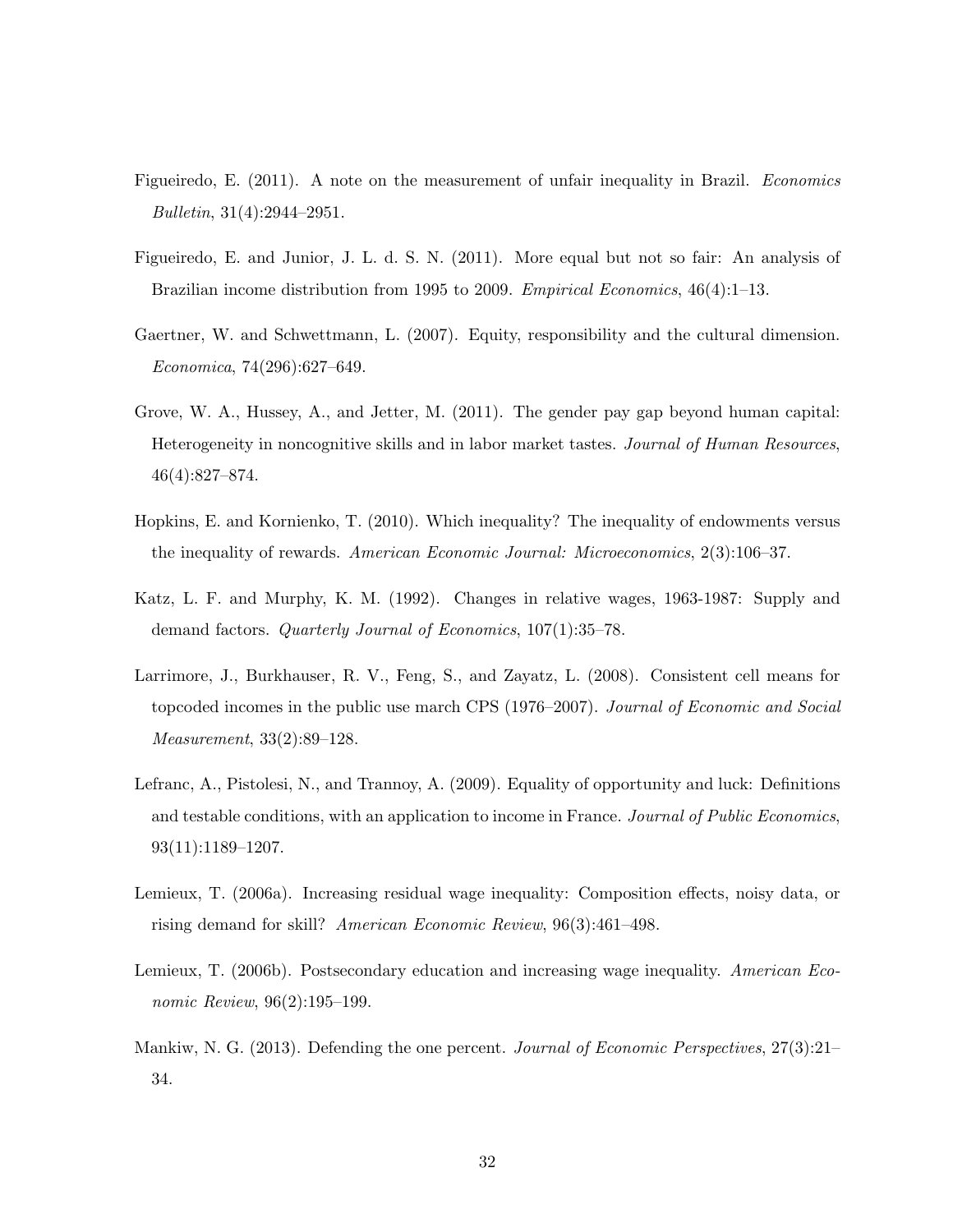Figueiredo, E. (2011). A note on the measurement of unfair inequality in Brazil. *Economics Bulletin*, 31(4):2944–2951.

Figueiredo, E. and Junior, J. L. d. S. N. (2011). More equal but not so fair: An analysis of Brazilian income distribution from 1995 to 2009. *Empirical Economics*, 46(4):1–13.

Gaertner, W. and Schwettmann, L. (2007). Equity, responsibility and the cultural dimension. *Economica*, 74(296):627–649.

Grove, W. A., Hussey, A., and Jetter, M. (2011). The gender pay gap beyond human capital: Heterogeneity in noncognitive skills and in labor market tastes. *Journal of Human Resources*, 46(4):827–874.

Hopkins, E. and Kornienko, T. (2010). Which inequality? The inequality of endowments versus the inequality of rewards. *American Economic Journal: Microeconomics*, 2(3):106–37.

Katz, L. F. and Murphy, K. M. (1992). Changes in relative wages, 1963-1987: Supply and demand factors. *Quarterly Journal of Economics*, 107(1):35–78.

Larrimore, J., Burkhauser, R. V., Feng, S., and Zayatz, L. (2008). Consistent cell means for topcoded incomes in the public use march CPS (1976–2007). *Journal of Economic and Social Measurement*, 33(2):89–128.

Lefranc, A., Pistolesi, N., and Trannoy, A. (2009). Equality of opportunity and luck: Definitions and testable conditions, with an application to income in France. *Journal of Public Economics*, 93(11):1189–1207.

Lemieux, T. (2006a). Increasing residual wage inequality: Composition effects, noisy data, or rising demand for skill? *American Economic Review*, 96(3):461–498.

Lemieux, T. (2006b). Postsecondary education and increasing wage inequality. *American Economic Review*, 96(2):195–199.

Mankiw, N. G. (2013). Defending the one percent. *Journal of Economic Perspectives*, 27(3):21–34.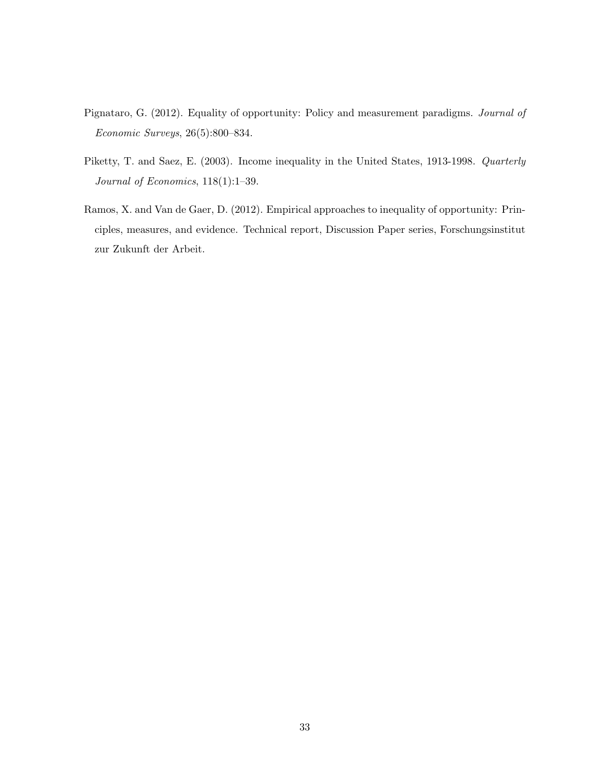Pignataro, G. (2012). Equality of opportunity: Policy and measurement paradigms. *Journal of Economic Surveys*, 26(5):800–834.

Piketty, T. and Saez, E. (2003). Income inequality in the United States, 1913-1998. *Quarterly Journal of Economics*, 118(1):1–39.

Ramos, X. and Van de Gaer, D. (2012). Empirical approaches to inequality of opportunity: Principles, measures, and evidence. Technical report, Discussion Paper series, Forschungsinstitut zur Zukunft der Arbeit.